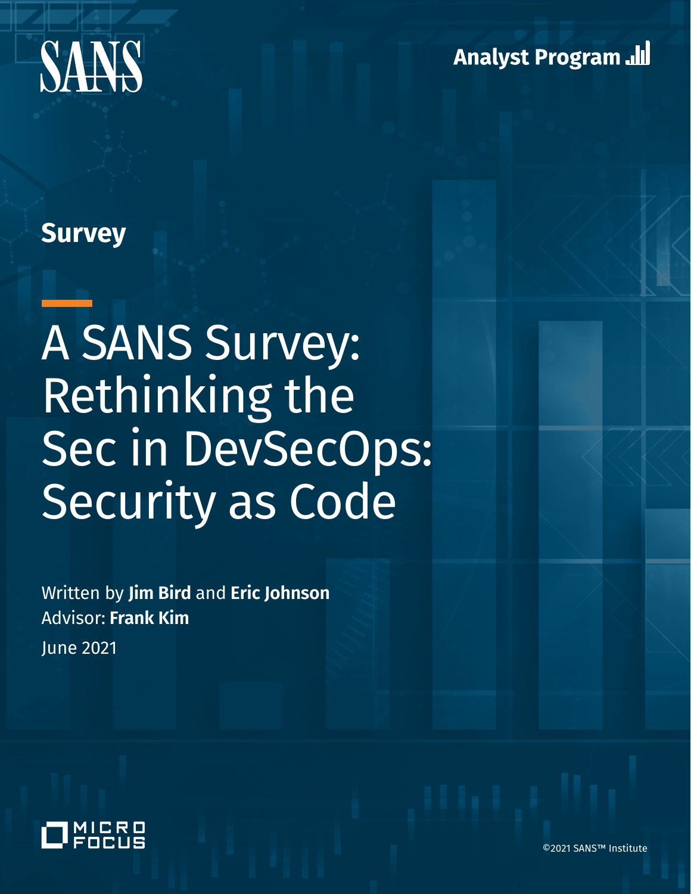SANS

Analyst Program

Survey

# A SANS Survey: Rethinking the Sec in DevSecOps: Security as Code

Written by **Jim Bird** and **Eric Johnson**
Advisor: **Frank Kim**
June 2021

MICRO FOCUS

©2021 SANS™ Institute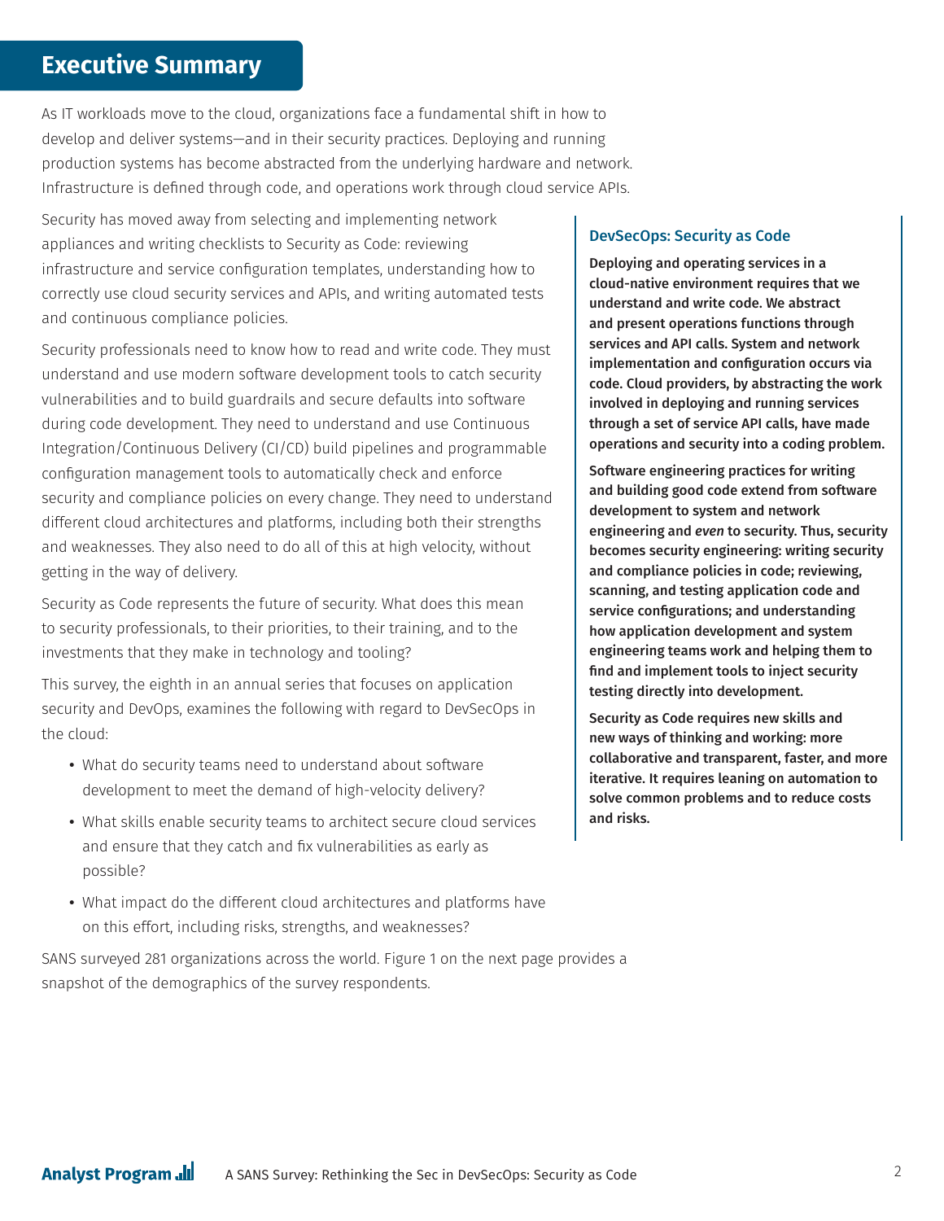## Executive Summary

As IT workloads move to the cloud, organizations face a fundamental shift in how to develop and deliver systems—and in their security practices. Deploying and running production systems has become abstracted from the underlying hardware and network. Infrastructure is defined through code, and operations work through cloud service APIs.

Security has moved away from selecting and implementing network appliances and writing checklists to Security as Code: reviewing infrastructure and service configuration templates, understanding how to correctly use cloud security services and APIs, and writing automated tests and continuous compliance policies.

Security professionals need to know how to read and write code. They must understand and use modern software development tools to catch security vulnerabilities and to build guardrails and secure defaults into software during code development. They need to understand and use Continuous Integration/Continuous Delivery (CI/CD) build pipelines and programmable configuration management tools to automatically check and enforce security and compliance policies on every change. They need to understand different cloud architectures and platforms, including both their strengths and weaknesses. They also need to do all of this at high velocity, without getting in the way of delivery.

Security as Code represents the future of security. What does this mean to security professionals, to their priorities, to their training, and to the investments that they make in technology and tooling?

This survey, the eighth in an annual series that focuses on application security and DevOps, examines the following with regard to DevSecOps in the cloud:

- What do security teams need to understand about software development to meet the demand of high-velocity delivery?
- What skills enable security teams to architect secure cloud services and ensure that they catch and fix vulnerabilities as early as possible?
- What impact do the different cloud architectures and platforms have on this effort, including risks, strengths, and weaknesses?

SANS surveyed 281 organizations across the world. Figure 1 on the next page provides a snapshot of the demographics of the survey respondents.

### DevSecOps: Security as Code

**Deploying and operating services in a cloud-native environment requires that we understand and write code. We abstract and present operations functions through services and API calls. System and network implementation and configuration occurs via code. Cloud providers, by abstracting the work involved in deploying and running services through a set of service API calls, have made operations and security into a coding problem.**

**Software engineering practices for writing and building good code extend from software development to system and network engineering and *even* to security. Thus, security becomes security engineering: writing security and compliance policies in code; reviewing, scanning, and testing application code and service configurations; and understanding how application development and system engineering teams work and helping them to find and implement tools to inject security testing directly into development.**

**Security as Code requires new skills and new ways of thinking and working: more collaborative and transparent, faster, and more iterative. It requires leaning on automation to solve common problems and to reduce costs and risks.**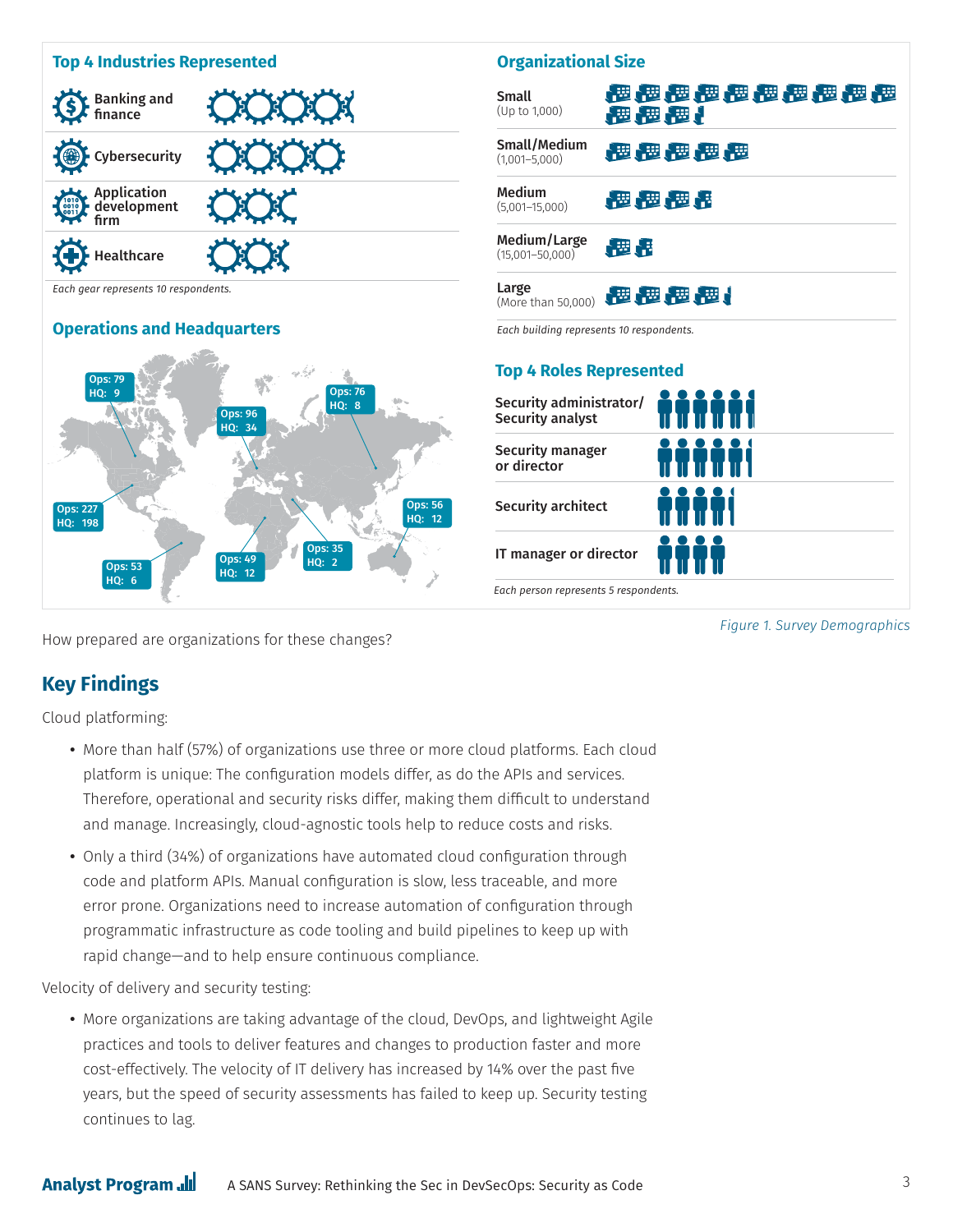## Top 4 Industries Represented

- Banking and finance
- Cybersecurity
- Application development firm
- Healthcare

*Each gear represents 10 respondents.*

## Operations and Headquarters

- Ops: 79, HQ: 9
- Ops: 96, HQ: 34
- Ops: 76, HQ: 8
- Ops: 227, HQ: 198
- Ops: 56, HQ: 12
- Ops: 35, HQ: 2
- Ops: 49, HQ: 12
- Ops: 53, HQ: 6

## Organizational Size

- **Small** (Up to 1,000)
- **Small/Medium** (1,001–5,000)
- **Medium** (5,001–15,000)
- **Medium/Large** (15,001–50,000)
- **Large** (More than 50,000)

*Each building represents 10 respondents.*

## Top 4 Roles Represented

- Security administrator/ Security analyst
- Security manager or director
- Security architect
- IT manager or director

*Each person represents 5 respondents.*

*Figure 1. Survey Demographics*

How prepared are organizations for these changes?

## Key Findings

Cloud platforming:

- More than half (57%) of organizations use three or more cloud platforms. Each cloud platform is unique: The configuration models differ, as do the APIs and services. Therefore, operational and security risks differ, making them difficult to understand and manage. Increasingly, cloud-agnostic tools help to reduce costs and risks.
- Only a third (34%) of organizations have automated cloud configuration through code and platform APIs. Manual configuration is slow, less traceable, and more error prone. Organizations need to increase automation of configuration through programmatic infrastructure as code tooling and build pipelines to keep up with rapid change—and to help ensure continuous compliance.

Velocity of delivery and security testing:

- More organizations are taking advantage of the cloud, DevOps, and lightweight Agile practices and tools to deliver features and changes to production faster and more cost-effectively. The velocity of IT delivery has increased by 14% over the past five years, but the speed of security assessments has failed to keep up. Security testing continues to lag.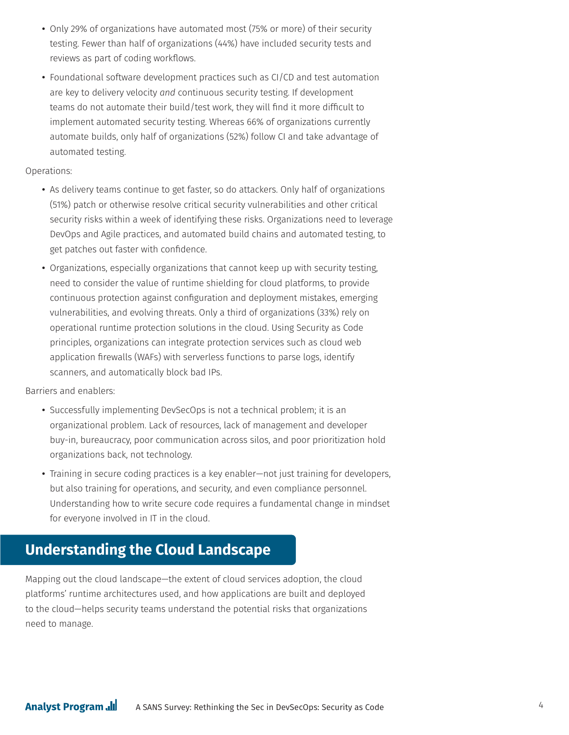- Only 29% of organizations have automated most (75% or more) of their security testing. Fewer than half of organizations (44%) have included security tests and reviews as part of coding workflows.
- Foundational software development practices such as CI/CD and test automation are key to delivery velocity *and* continuous security testing. If development teams do not automate their build/test work, they will find it more difficult to implement automated security testing. Whereas 66% of organizations currently automate builds, only half of organizations (52%) follow CI and take advantage of automated testing.

Operations:

- As delivery teams continue to get faster, so do attackers. Only half of organizations (51%) patch or otherwise resolve critical security vulnerabilities and other critical security risks within a week of identifying these risks. Organizations need to leverage DevOps and Agile practices, and automated build chains and automated testing, to get patches out faster with confidence.
- Organizations, especially organizations that cannot keep up with security testing, need to consider the value of runtime shielding for cloud platforms, to provide continuous protection against configuration and deployment mistakes, emerging vulnerabilities, and evolving threats. Only a third of organizations (33%) rely on operational runtime protection solutions in the cloud. Using Security as Code principles, organizations can integrate protection services such as cloud web application firewalls (WAFs) with serverless functions to parse logs, identify scanners, and automatically block bad IPs.

Barriers and enablers:

- Successfully implementing DevSecOps is not a technical problem; it is an organizational problem. Lack of resources, lack of management and developer buy-in, bureaucracy, poor communication across silos, and poor prioritization hold organizations back, not technology.
- Training in secure coding practices is a key enabler—not just training for developers, but also training for operations, and security, and even compliance personnel. Understanding how to write secure code requires a fundamental change in mindset for everyone involved in IT in the cloud.

## Understanding the Cloud Landscape

Mapping out the cloud landscape—the extent of cloud services adoption, the cloud platforms' runtime architectures used, and how applications are built and deployed to the cloud—helps security teams understand the potential risks that organizations need to manage.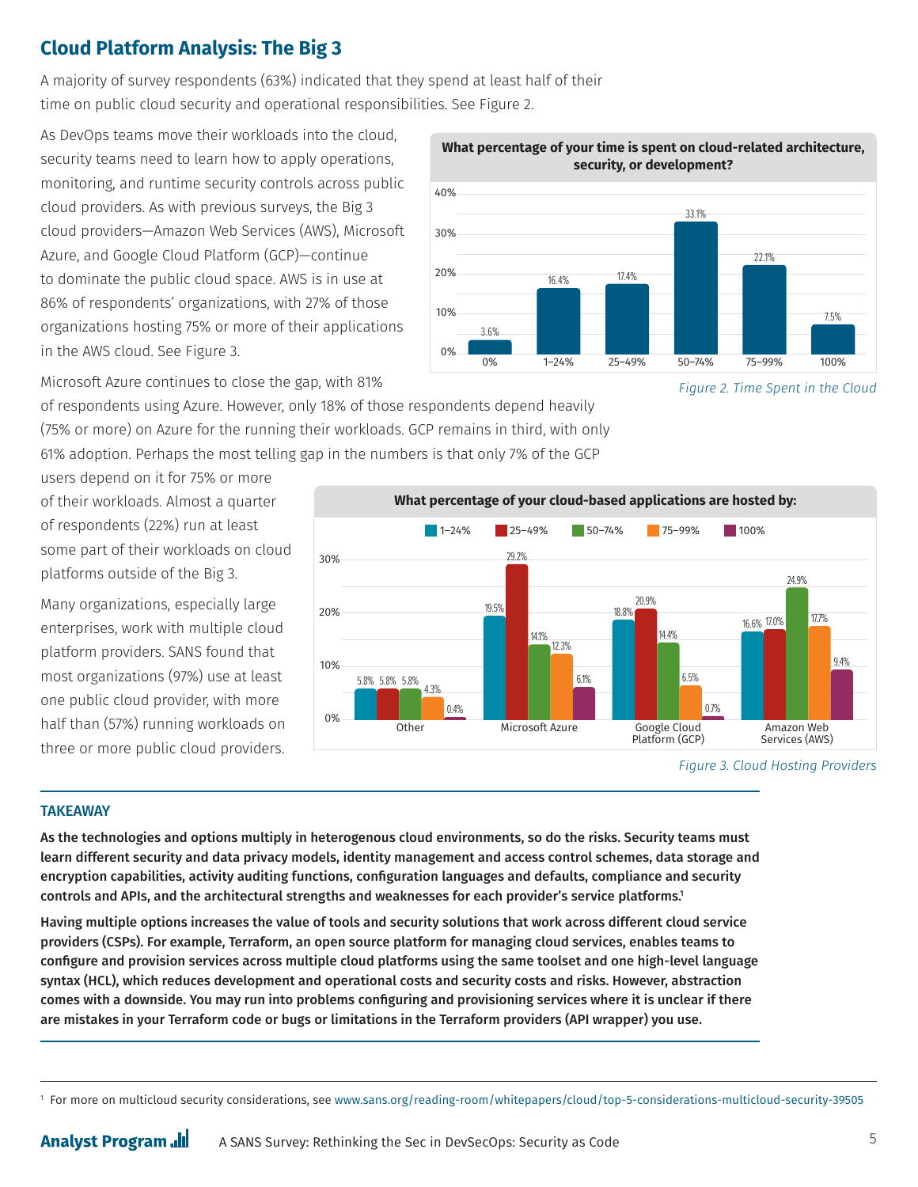## Cloud Platform Analysis: The Big 3

A majority of survey respondents (63%) indicated that they spend at least half of their time on public cloud security and operational responsibilities. See Figure 2.

As DevOps teams move their workloads into the cloud, security teams need to learn how to apply operations, monitoring, and runtime security controls across public cloud providers. As with previous surveys, the Big 3 cloud providers—Amazon Web Services (AWS), Microsoft Azure, and Google Cloud Platform (GCP)—continue to dominate the public cloud space. AWS is in use at 86% of respondents' organizations, with 27% of those organizations hosting 75% or more of their applications in the AWS cloud. See Figure 3.

**What percentage of your time is spent on cloud-related architecture, security, or development?**

| 0% | 1–24% | 25–49% | 50–74% | 75–99% | 100% |
|---|---|---|---|---|---|
| 3.6% | 16.4% | 17.4% | 33.1% | 22.1% | 7.5% |

*Figure 2. Time Spent in the Cloud*

Microsoft Azure continues to close the gap, with 81% of respondents using Azure. However, only 18% of those respondents depend heavily (75% or more) on Azure for the running their workloads. GCP remains in third, with only 61% adoption. Perhaps the most telling gap in the numbers is that only 7% of the GCP users depend on it for 75% or more of their workloads. Almost a quarter of respondents (22%) run at least some part of their workloads on cloud platforms outside of the Big 3.

Many organizations, especially large enterprises, work with multiple cloud platform providers. SANS found that most organizations (97%) use at least one public cloud provider, with more half than (57%) running workloads on three or more public cloud providers.

**What percentage of your cloud-based applications are hosted by:**

| | 1–24% | 25–49% | 50–74% | 75–99% | 100% |
|---|---|---|---|---|---|
| Other | 5.8% | 5.8% | 5.8% | 4.3% | 0.4% |
| Microsoft Azure | 19.5% | 29.2% | 14.1% | 12.3% | 6.1% |
| Google Cloud Platform (GCP) | 18.8% | 20.9% | 14.4% | 6.5% | 0.7% |
| Amazon Web Services (AWS) | 16.6% | 17.0% | 24.9% | 17.7% | 9.4% |

*Figure 3. Cloud Hosting Providers*

---

**TAKEAWAY**

**As the technologies and options multiply in heterogenous cloud environments, so do the risks. Security teams must learn different security and data privacy models, identity management and access control schemes, data storage and encryption capabilities, activity auditing functions, configuration languages and defaults, compliance and security controls and APIs, and the architectural strengths and weaknesses for each provider's service platforms.[1]**

**Having multiple options increases the value of tools and security solutions that work across different cloud service providers (CSPs). For example, Terraform, an open source platform for managing cloud services, enables teams to configure and provision services across multiple cloud platforms using the same toolset and one high-level language syntax (HCL), which reduces development and operational costs and security costs and risks. However, abstraction comes with a downside. You may run into problems configuring and provisioning services where it is unclear if there are mistakes in your Terraform code or bugs or limitations in the Terraform providers (API wrapper) you use.**

---

[1] For more on multicloud security considerations, see www.sans.org/reading-room/whitepapers/cloud/top-5-considerations-multicloud-security-39505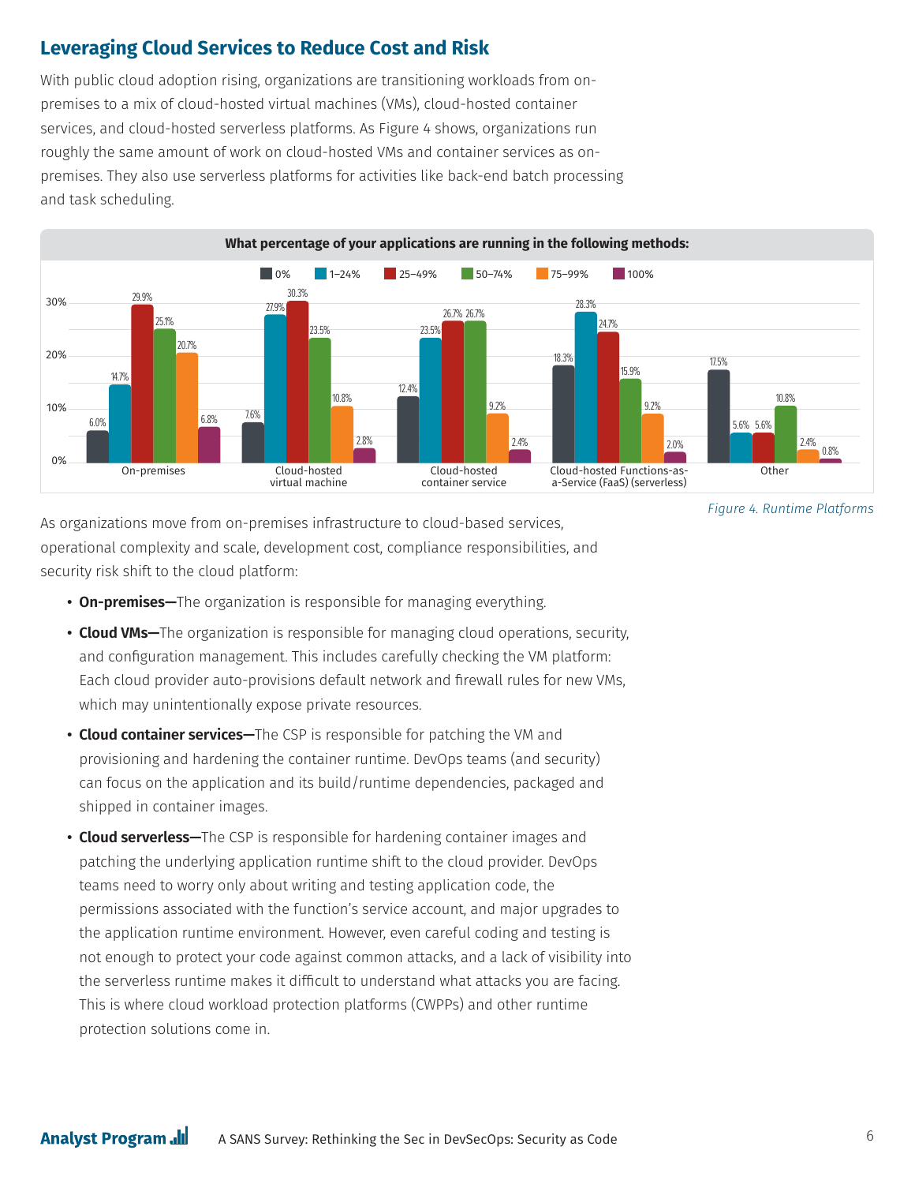## Leveraging Cloud Services to Reduce Cost and Risk

With public cloud adoption rising, organizations are transitioning workloads from on-premises to a mix of cloud-hosted virtual machines (VMs), cloud-hosted container services, and cloud-hosted serverless platforms. As Figure 4 shows, organizations run roughly the same amount of work on cloud-hosted VMs and container services as on-premises. They also use serverless platforms for activities like back-end batch processing and task scheduling.

**What percentage of your applications are running in the following methods:**

| | 0% | 1–24% | 25–49% | 50–74% | 75–99% | 100% |
|---|---|---|---|---|---|---|
| On-premises | 6.0% | 14.7% | 29.9% | 25.1% | 20.7% | 6.8% |
| Cloud-hosted virtual machine | 7.6% | 27.9% | 30.3% | 23.5% | 10.8% | 2.8% |
| Cloud-hosted container service | 12.4% | 23.5% | 26.7% | 26.7% | 9.2% | 2.4% |
| Cloud-hosted Functions-as-a-Service (FaaS) (serverless) | 18.3% | 28.3% | 24.7% | 15.9% | 9.2% | 2.0% |
| Other | 17.5% | 5.6% | 5.6% | 10.8% | 2.4% | 0.8% |

*Figure 4. Runtime Platforms*

As organizations move from on-premises infrastructure to cloud-based services, operational complexity and scale, development cost, compliance responsibilities, and security risk shift to the cloud platform:

- **On-premises—**The organization is responsible for managing everything.
- **Cloud VMs—**The organization is responsible for managing cloud operations, security, and configuration management. This includes carefully checking the VM platform: Each cloud provider auto-provisions default network and firewall rules for new VMs, which may unintentionally expose private resources.
- **Cloud container services—**The CSP is responsible for patching the VM and provisioning and hardening the container runtime. DevOps teams (and security) can focus on the application and its build/runtime dependencies, packaged and shipped in container images.
- **Cloud serverless—**The CSP is responsible for hardening container images and patching the underlying application runtime shift to the cloud provider. DevOps teams need to worry only about writing and testing application code, the permissions associated with the function's service account, and major upgrades to the application runtime environment. However, even careful coding and testing is not enough to protect your code against common attacks, and a lack of visibility into the serverless runtime makes it difficult to understand what attacks you are facing. This is where cloud workload protection platforms (CWPPs) and other runtime protection solutions come in.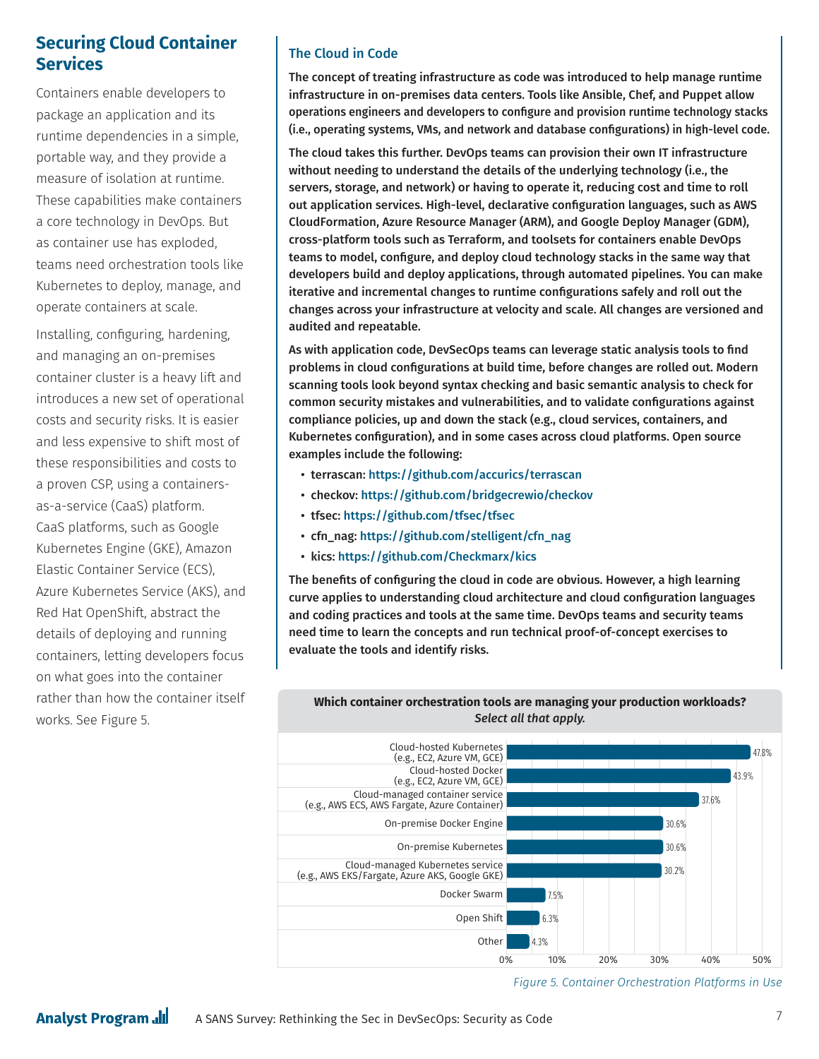## Securing Cloud Container Services

Containers enable developers to package an application and its runtime dependencies in a simple, portable way, and they provide a measure of isolation at runtime. These capabilities make containers a core technology in DevOps. But as container use has exploded, teams need orchestration tools like Kubernetes to deploy, manage, and operate containers at scale.

Installing, configuring, hardening, and managing an on-premises container cluster is a heavy lift and introduces a new set of operational costs and security risks. It is easier and less expensive to shift most of these responsibilities and costs to a proven CSP, using a containers-as-a-service (CaaS) platform. CaaS platforms, such as Google Kubernetes Engine (GKE), Amazon Elastic Container Service (ECS), Azure Kubernetes Service (AKS), and Red Hat OpenShift, abstract the details of deploying and running containers, letting developers focus on what goes into the container rather than how the container itself works. See Figure 5.

### The Cloud in Code

**The concept of treating infrastructure as code was introduced to help manage runtime infrastructure in on-premises data centers. Tools like Ansible, Chef, and Puppet allow operations engineers and developers to configure and provision runtime technology stacks (i.e., operating systems, VMs, and network and database configurations) in high-level code.**

**The cloud takes this further. DevOps teams can provision their own IT infrastructure without needing to understand the details of the underlying technology (i.e., the servers, storage, and network) or having to operate it, reducing cost and time to roll out application services. High-level, declarative configuration languages, such as AWS CloudFormation, Azure Resource Manager (ARM), and Google Deploy Manager (GDM), cross-platform tools such as Terraform, and toolsets for containers enable DevOps teams to model, configure, and deploy cloud technology stacks in the same way that developers build and deploy applications, through automated pipelines. You can make iterative and incremental changes to runtime configurations safely and roll out the changes across your infrastructure at velocity and scale. All changes are versioned and audited and repeatable.**

**As with application code, DevSecOps teams can leverage static analysis tools to find problems in cloud configurations at build time, before changes are rolled out. Modern scanning tools look beyond syntax checking and basic semantic analysis to check for common security mistakes and vulnerabilities, and to validate configurations against compliance policies, up and down the stack (e.g., cloud services, containers, and Kubernetes configuration), and in some cases across cloud platforms. Open source examples include the following:**

- **terrascan: https://github.com/accurics/terrascan**
- **checkov: https://github.com/bridgecrewio/checkov**
- **tfsec: https://github.com/tfsec/tfsec**
- **cfn_nag: https://github.com/stelligent/cfn_nag**
- **kics: https://github.com/Checkmarx/kics**

**The benefits of configuring the cloud in code are obvious. However, a high learning curve applies to understanding cloud architecture and cloud configuration languages and coding practices and tools at the same time. DevOps teams and security teams need time to learn the concepts and run technical proof-of-concept exercises to evaluate the tools and identify risks.**

**Which container orchestration tools are managing your production workloads?** *Select all that apply.*

| Tool | Percentage |
|---|---|
| Cloud-hosted Kubernetes (e.g., EC2, Azure VM, GCE) | 47.8% |
| Cloud-hosted Docker (e.g., EC2, Azure VM, GCE) | 43.9% |
| Cloud-managed container service (e.g., AWS ECS, AWS Fargate, Azure Container) | 37.6% |
| On-premise Docker Engine | 30.6% |
| On-premise Kubernetes | 30.6% |
| Cloud-managed Kubernetes service (e.g., AWS EKS/Fargate, Azure AKS, Google GKE) | 30.2% |
| Docker Swarm | 7.5% |
| Open Shift | 6.3% |
| Other | 4.3% |

*Figure 5. Container Orchestration Platforms in Use*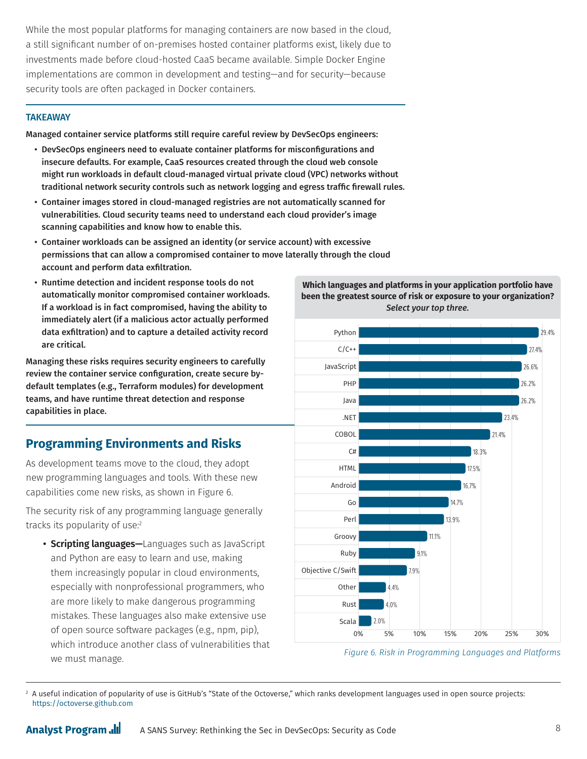While the most popular platforms for managing containers are now based in the cloud, a still significant number of on-premises hosted container platforms exist, likely due to investments made before cloud-hosted CaaS became available. Simple Docker Engine implementations are common in development and testing—and for security—because security tools are often packaged in Docker containers.

**TAKEAWAY**

**Managed container service platforms still require careful review by DevSecOps engineers:**

- **DevSecOps engineers need to evaluate container platforms for misconfigurations and insecure defaults. For example, CaaS resources created through the cloud web console might run workloads in default cloud-managed virtual private cloud (VPC) networks without traditional network security controls such as network logging and egress traffic firewall rules.**
- **Container images stored in cloud-managed registries are not automatically scanned for vulnerabilities. Cloud security teams need to understand each cloud provider's image scanning capabilities and know how to enable this.**
- **Container workloads can be assigned an identity (or service account) with excessive permissions that can allow a compromised container to move laterally through the cloud account and perform data exfiltration.**
- **Runtime detection and incident response tools do not automatically monitor compromised container workloads. If a workload is in fact compromised, having the ability to immediately alert (if a malicious actor actually performed data exfiltration) and to capture a detailed activity record are critical.**

**Managing these risks requires security engineers to carefully review the container service configuration, create secure by-default templates (e.g., Terraform modules) for development teams, and have runtime threat detection and response capabilities in place.**

## Programming Environments and Risks

As development teams move to the cloud, they adopt new programming languages and tools. With these new capabilities come new risks, as shown in Figure 6.

The security risk of any programming language generally tracks its popularity of use:[2]

- **Scripting languages—**Languages such as JavaScript and Python are easy to learn and use, making them increasingly popular in cloud environments, especially with nonprofessional programmers, who are more likely to make dangerous programming mistakes. These languages also make extensive use of open source software packages (e.g., npm, pip), which introduce another class of vulnerabilities that we must manage.

**Which languages and platforms in your application portfolio have been the greatest source of risk or exposure to your organization?** ***Select your top three.***

| Language/Platform | Percentage |
|---|---|
| Python | 29.4% |
| C/C++ | 27.4% |
| JavaScript | 26.6% |
| PHP | 26.2% |
| Java | 26.2% |
| .NET | 23.4% |
| COBOL | 21.4% |
| C# | 18.3% |
| HTML | 17.5% |
| Android | 16.7% |
| Go | 14.7% |
| Perl | 13.9% |
| Groovy | 11.1% |
| Ruby | 9.1% |
| Objective C/Swift | 7.9% |
| Other | 4.4% |
| Rust | 4.0% |
| Scala | 2.0% |

*Figure 6. Risk in Programming Languages and Platforms*

[2] A useful indication of popularity of use is GitHub's "State of the Octoverse," which ranks development languages used in open source projects: https://octoverse.github.com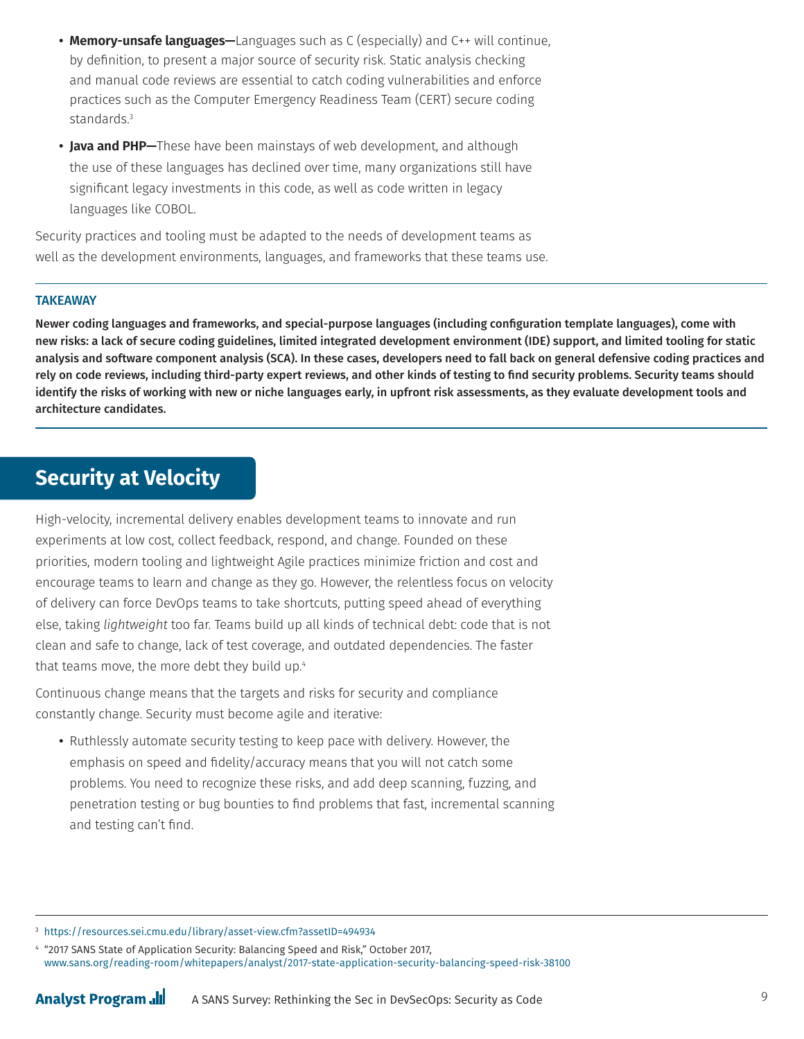- **Memory-unsafe languages—**Languages such as C (especially) and C++ will continue, by definition, to present a major source of security risk. Static analysis checking and manual code reviews are essential to catch coding vulnerabilities and enforce practices such as the Computer Emergency Readiness Team (CERT) secure coding standards.[3]
- **Java and PHP—**These have been mainstays of web development, and although the use of these languages has declined over time, many organizations still have significant legacy investments in this code, as well as code written in legacy languages like COBOL.

Security practices and tooling must be adapted to the needs of development teams as well as the development environments, languages, and frameworks that these teams use.

---

**TAKEAWAY**

**Newer coding languages and frameworks, and special-purpose languages (including configuration template languages), come with new risks: a lack of secure coding guidelines, limited integrated development environment (IDE) support, and limited tooling for static analysis and software component analysis (SCA). In these cases, developers need to fall back on general defensive coding practices and rely on code reviews, including third-party expert reviews, and other kinds of testing to find security problems. Security teams should identify the risks of working with new or niche languages early, in upfront risk assessments, as they evaluate development tools and architecture candidates.**

---

## Security at Velocity

High-velocity, incremental delivery enables development teams to innovate and run experiments at low cost, collect feedback, respond, and change. Founded on these priorities, modern tooling and lightweight Agile practices minimize friction and cost and encourage teams to learn and change as they go. However, the relentless focus on velocity of delivery can force DevOps teams to take shortcuts, putting speed ahead of everything else, taking *lightweight* too far. Teams build up all kinds of technical debt: code that is not clean and safe to change, lack of test coverage, and outdated dependencies. The faster that teams move, the more debt they build up.[4]

Continuous change means that the targets and risks for security and compliance constantly change. Security must become agile and iterative:

- Ruthlessly automate security testing to keep pace with delivery. However, the emphasis on speed and fidelity/accuracy means that you will not catch some problems. You need to recognize these risks, and add deep scanning, fuzzing, and penetration testing or bug bounties to find problems that fast, incremental scanning and testing can't find.

---

[3] https://resources.sei.cmu.edu/library/asset-view.cfm?assetID=494934

[4] "2017 SANS State of Application Security: Balancing Speed and Risk," October 2017, www.sans.org/reading-room/whitepapers/analyst/2017-state-application-security-balancing-speed-risk-38100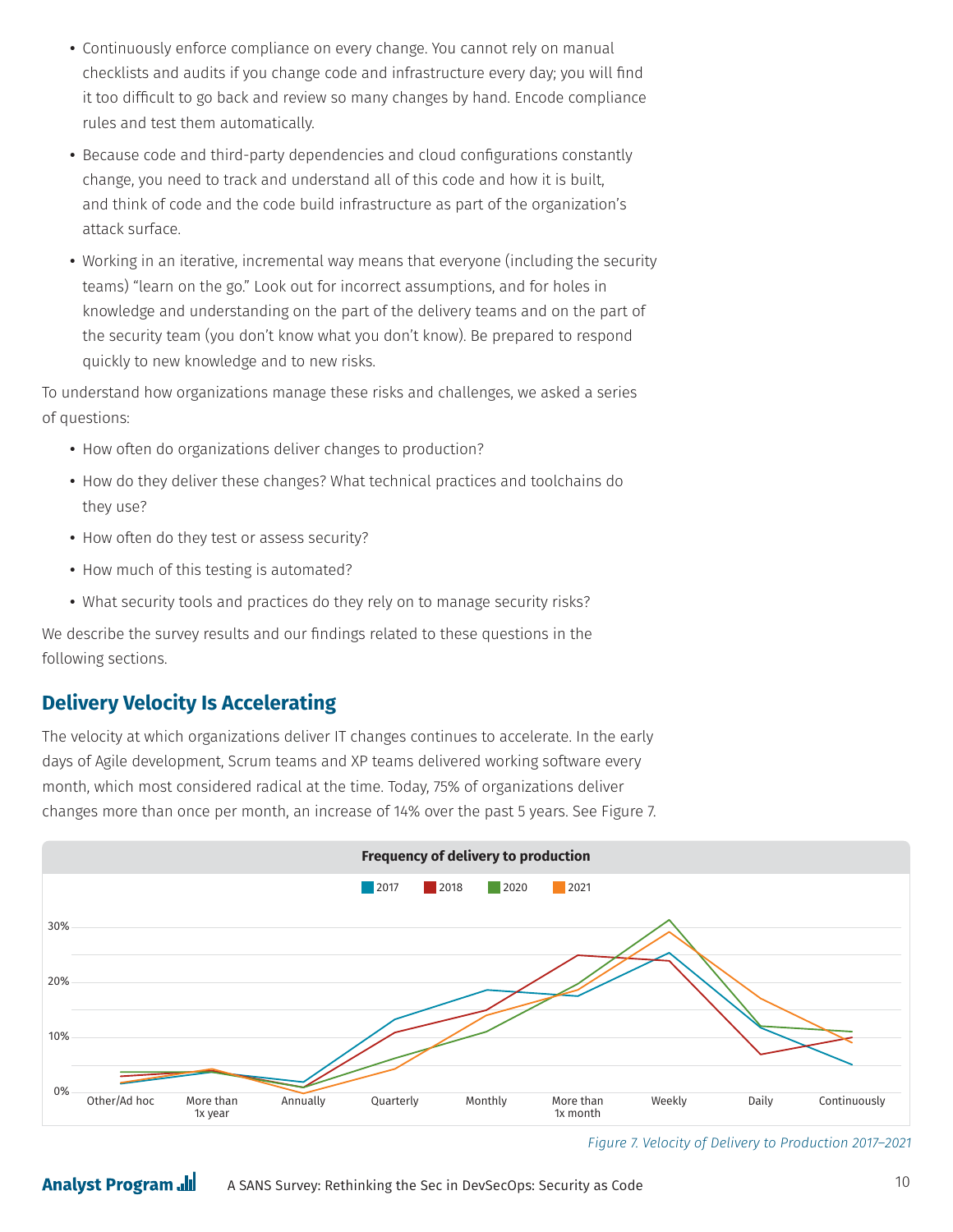- Continuously enforce compliance on every change. You cannot rely on manual checklists and audits if you change code and infrastructure every day; you will find it too difficult to go back and review so many changes by hand. Encode compliance rules and test them automatically.
- Because code and third-party dependencies and cloud configurations constantly change, you need to track and understand all of this code and how it is built, and think of code and the code build infrastructure as part of the organization's attack surface.
- Working in an iterative, incremental way means that everyone (including the security teams) "learn on the go." Look out for incorrect assumptions, and for holes in knowledge and understanding on the part of the delivery teams and on the part of the security team (you don't know what you don't know). Be prepared to respond quickly to new knowledge and to new risks.

To understand how organizations manage these risks and challenges, we asked a series of questions:

- How often do organizations deliver changes to production?
- How do they deliver these changes? What technical practices and toolchains do they use?
- How often do they test or assess security?
- How much of this testing is automated?
- What security tools and practices do they rely on to manage security risks?

We describe the survey results and our findings related to these questions in the following sections.

## Delivery Velocity Is Accelerating

The velocity at which organizations deliver IT changes continues to accelerate. In the early days of Agile development, Scrum teams and XP teams delivered working software every month, which most considered radical at the time. Today, 75% of organizations deliver changes more than once per month, an increase of 14% over the past 5 years. See Figure 7.

**Frequency of delivery to production**

Legend: 2017, 2018, 2020, 2021

Y-axis: 0%, 10%, 20%, 30%

X-axis: Other/Ad hoc, More than 1x year, Annually, Quarterly, Monthly, More than 1x month, Weekly, Daily, Continuously

*Figure 7. Velocity of Delivery to Production 2017–2021*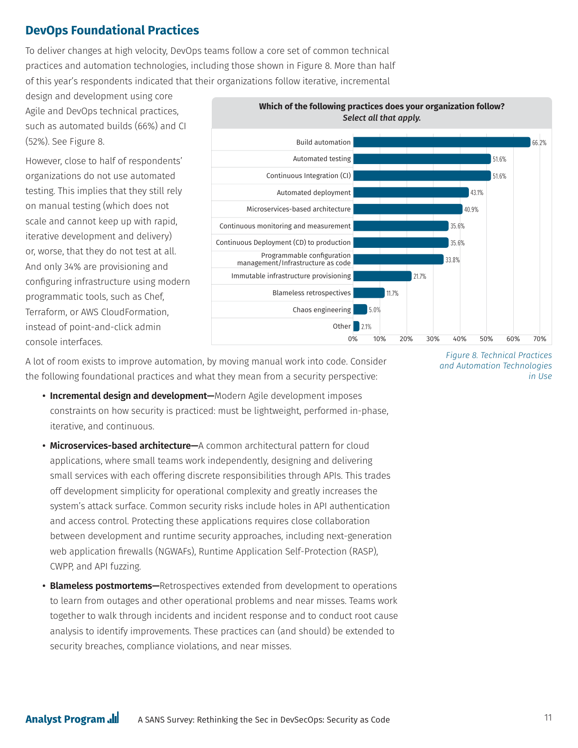## DevOps Foundational Practices

To deliver changes at high velocity, DevOps teams follow a core set of common technical practices and automation technologies, including those shown in Figure 8. More than half of this year's respondents indicated that their organizations follow iterative, incremental design and development using core Agile and DevOps technical practices, such as automated builds (66%) and CI (52%). See Figure 8.

However, close to half of respondents' organizations do not use automated testing. This implies that they still rely on manual testing (which does not scale and cannot keep up with rapid, iterative development and delivery) or, worse, that they do not test at all. And only 34% are provisioning and configuring infrastructure using modern programmatic tools, such as Chef, Terraform, or AWS CloudFormation, instead of point-and-click admin console interfaces.

**Which of the following practices does your organization follow?** *Select all that apply.*

| Practice | Percentage |
| --- | --- |
| Build automation | 66.2% |
| Automated testing | 51.6% |
| Continuous Integration (CI) | 51.6% |
| Automated deployment | 43.1% |
| Microservices-based architecture | 40.9% |
| Continuous monitoring and measurement | 35.6% |
| Continuous Deployment (CD) to production | 35.6% |
| Programmable configuration management/Infrastructure as code | 33.8% |
| Immutable infrastructure provisioning | 21.7% |
| Blameless retrospectives | 11.7% |
| Chaos engineering | 5.0% |
| Other | 2.1% |

*Figure 8. Technical Practices and Automation Technologies in Use*

A lot of room exists to improve automation, by moving manual work into code. Consider the following foundational practices and what they mean from a security perspective:

- **Incremental design and development—**Modern Agile development imposes constraints on how security is practiced: must be lightweight, performed in-phase, iterative, and continuous.
- **Microservices-based architecture—**A common architectural pattern for cloud applications, where small teams work independently, designing and delivering small services with each offering discrete responsibilities through APIs. This trades off development simplicity for operational complexity and greatly increases the system's attack surface. Common security risks include holes in API authentication and access control. Protecting these applications requires close collaboration between development and runtime security approaches, including next-generation web application firewalls (NGWAFs), Runtime Application Self-Protection (RASP), CWPP, and API fuzzing.
- **Blameless postmortems—**Retrospectives extended from development to operations to learn from outages and other operational problems and near misses. Teams work together to walk through incidents and incident response and to conduct root cause analysis to identify improvements. These practices can (and should) be extended to security breaches, compliance violations, and near misses.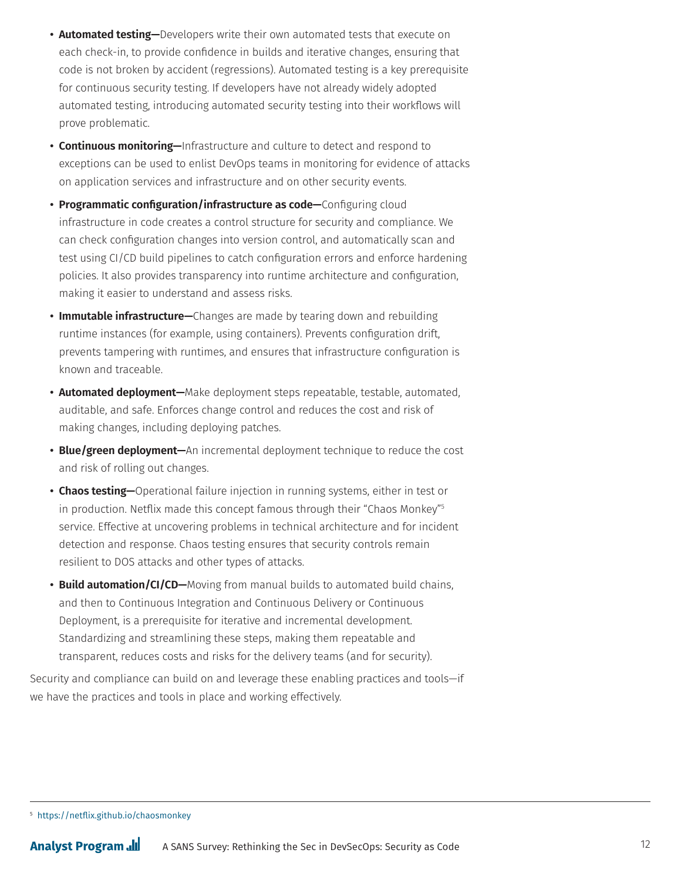- **Automated testing—**Developers write their own automated tests that execute on each check-in, to provide confidence in builds and iterative changes, ensuring that code is not broken by accident (regressions). Automated testing is a key prerequisite for continuous security testing. If developers have not already widely adopted automated testing, introducing automated security testing into their workflows will prove problematic.
- **Continuous monitoring—**Infrastructure and culture to detect and respond to exceptions can be used to enlist DevOps teams in monitoring for evidence of attacks on application services and infrastructure and on other security events.
- **Programmatic configuration/infrastructure as code—**Configuring cloud infrastructure in code creates a control structure for security and compliance. We can check configuration changes into version control, and automatically scan and test using CI/CD build pipelines to catch configuration errors and enforce hardening policies. It also provides transparency into runtime architecture and configuration, making it easier to understand and assess risks.
- **Immutable infrastructure—**Changes are made by tearing down and rebuilding runtime instances (for example, using containers). Prevents configuration drift, prevents tampering with runtimes, and ensures that infrastructure configuration is known and traceable.
- **Automated deployment—**Make deployment steps repeatable, testable, automated, auditable, and safe. Enforces change control and reduces the cost and risk of making changes, including deploying patches.
- **Blue/green deployment—**An incremental deployment technique to reduce the cost and risk of rolling out changes.
- **Chaos testing—**Operational failure injection in running systems, either in test or in production. Netflix made this concept famous through their "Chaos Monkey"[5] service. Effective at uncovering problems in technical architecture and for incident detection and response. Chaos testing ensures that security controls remain resilient to DOS attacks and other types of attacks.
- **Build automation/CI/CD—**Moving from manual builds to automated build chains, and then to Continuous Integration and Continuous Delivery or Continuous Deployment, is a prerequisite for iterative and incremental development. Standardizing and streamlining these steps, making them repeatable and transparent, reduces costs and risks for the delivery teams (and for security).

Security and compliance can build on and leverage these enabling practices and tools—if we have the practices and tools in place and working effectively.

[5] https://netflix.github.io/chaosmonkey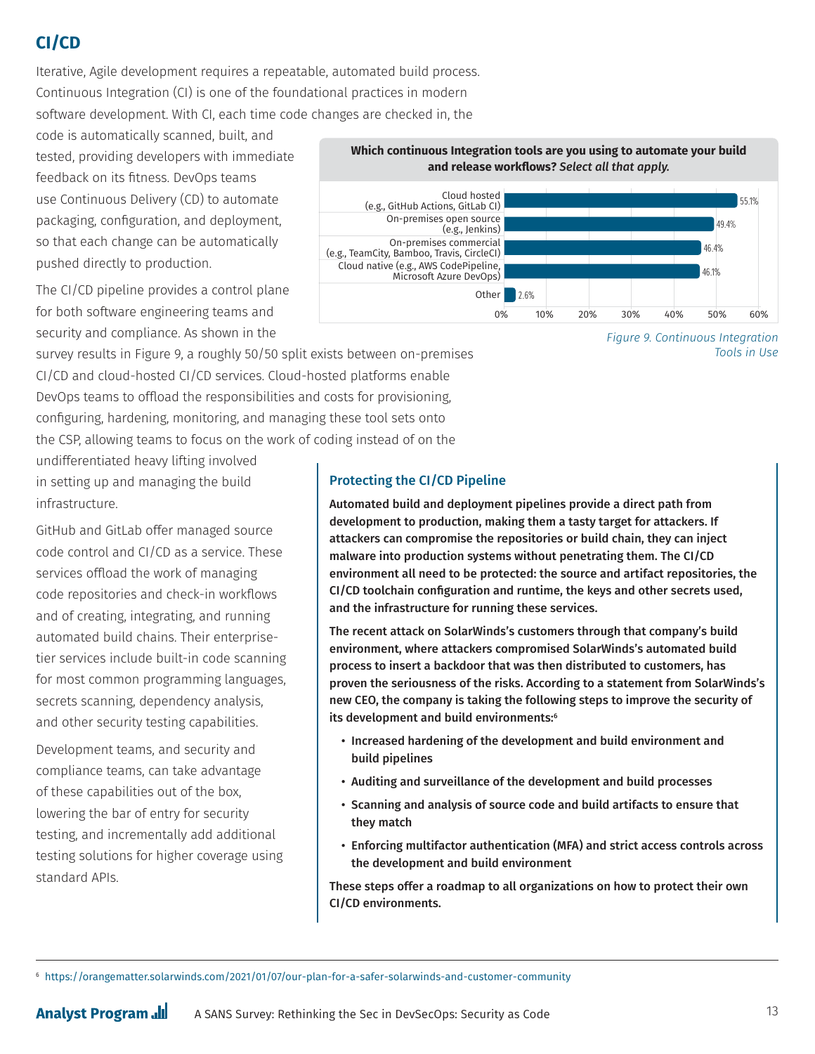## CI/CD

Iterative, Agile development requires a repeatable, automated build process. Continuous Integration (CI) is one of the foundational practices in modern software development. With CI, each time code changes are checked in, the code is automatically scanned, built, and tested, providing developers with immediate feedback on its fitness. DevOps teams use Continuous Delivery (CD) to automate packaging, configuration, and deployment, so that each change can be automatically pushed directly to production.

The CI/CD pipeline provides a control plane for both software engineering teams and security and compliance. As shown in the survey results in Figure 9, a roughly 50/50 split exists between on-premises CI/CD and cloud-hosted CI/CD services. Cloud-hosted platforms enable DevOps teams to offload the responsibilities and costs for provisioning, configuring, hardening, monitoring, and managing these tool sets onto the CSP, allowing teams to focus on the work of coding instead of on the undifferentiated heavy lifting involved in setting up and managing the build infrastructure.

GitHub and GitLab offer managed source code control and CI/CD as a service. These services offload the work of managing code repositories and check-in workflows and of creating, integrating, and running automated build chains. Their enterprise-tier services include built-in code scanning for most common programming languages, secrets scanning, dependency analysis, and other security testing capabilities.

Development teams, and security and compliance teams, can take advantage of these capabilities out of the box, lowering the bar of entry for security testing, and incrementally add additional testing solutions for higher coverage using standard APIs.

**Which continuous Integration tools are you using to automate your build and release workflows?** ***Select all that apply.***

| Tool | Percentage |
|---|---|
| Cloud hosted (e.g., GitHub Actions, GitLab CI) | 55.1% |
| On-premises open source (e.g., Jenkins) | 49.4% |
| On-premises commercial (e.g., TeamCity, Bamboo, Travis, CircleCI) | 46.4% |
| Cloud native (e.g., AWS CodePipeline, Microsoft Azure DevOps) | 46.1% |
| Other | 2.6% |

*Figure 9. Continuous Integration Tools in Use*

### Protecting the CI/CD Pipeline

**Automated build and deployment pipelines provide a direct path from development to production, making them a tasty target for attackers. If attackers can compromise the repositories or build chain, they can inject malware into production systems without penetrating them. The CI/CD environment all need to be protected: the source and artifact repositories, the CI/CD toolchain configuration and runtime, the keys and other secrets used, and the infrastructure for running these services.**

**The recent attack on SolarWinds's customers through that company's build environment, where attackers compromised SolarWinds's automated build process to insert a backdoor that was then distributed to customers, has proven the seriousness of the risks. According to a statement from SolarWinds's new CEO, the company is taking the following steps to improve the security of its development and build environments:[6]**

- **Increased hardening of the development and build environment and build pipelines**
- **Auditing and surveillance of the development and build processes**
- **Scanning and analysis of source code and build artifacts to ensure that they match**
- **Enforcing multifactor authentication (MFA) and strict access controls across the development and build environment**

**These steps offer a roadmap to all organizations on how to protect their own CI/CD environments.**

[6] https://orangematter.solarwinds.com/2021/01/07/our-plan-for-a-safer-solarwinds-and-customer-community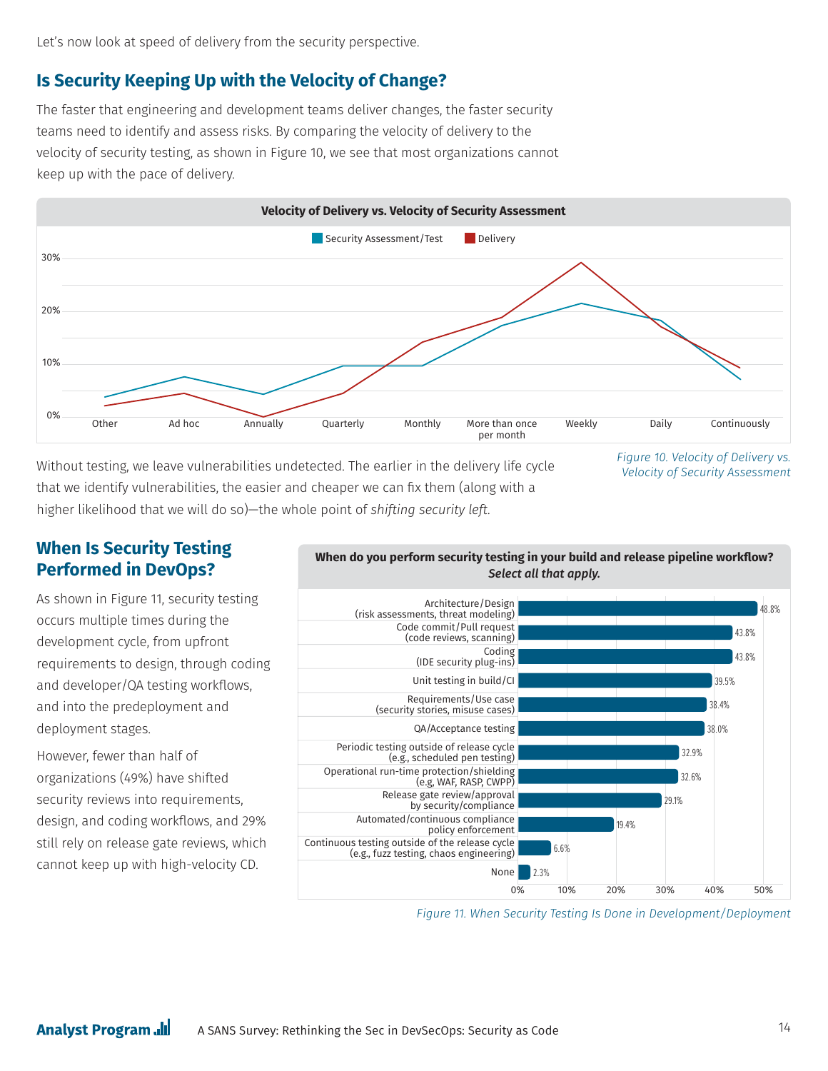Let's now look at speed of delivery from the security perspective.

## Is Security Keeping Up with the Velocity of Change?

The faster that engineering and development teams deliver changes, the faster security teams need to identify and assess risks. By comparing the velocity of delivery to the velocity of security testing, as shown in Figure 10, we see that most organizations cannot keep up with the pace of delivery.

**Velocity of Delivery vs. Velocity of Security Assessment**

*Figure 10. Velocity of Delivery vs. Velocity of Security Assessment*

Without testing, we leave vulnerabilities undetected. The earlier in the delivery life cycle that we identify vulnerabilities, the easier and cheaper we can fix them (along with a higher likelihood that we will do so)—the whole point of *shifting security left*.

## When Is Security Testing Performed in DevOps?

As shown in Figure 11, security testing occurs multiple times during the development cycle, from upfront requirements to design, through coding and developer/QA testing workflows, and into the predeployment and deployment stages.

However, fewer than half of organizations (49%) have shifted security reviews into requirements, design, and coding workflows, and 29% still rely on release gate reviews, which cannot keep up with high-velocity CD.

**When do you perform security testing in your build and release pipeline workflow?** *Select all that apply.*

| Stage | Percentage |
|---|---|
| Architecture/Design (risk assessments, threat modeling) | 48.8% |
| Code commit/Pull request (code reviews, scanning) | 43.8% |
| Coding (IDE security plug-ins) | 43.8% |
| Unit testing in build/CI | 39.5% |
| Requirements/Use case (security stories, misuse cases) | 38.4% |
| QA/Acceptance testing | 38.0% |
| Periodic testing outside of release cycle (e.g., scheduled pen testing) | 32.9% |
| Operational run-time protection/shielding (e.g, WAF, RASP, CWPP) | 32.6% |
| Release gate review/approval by security/compliance | 29.1% |
| Automated/continuous compliance policy enforcement | 19.4% |
| Continuous testing outside of the release cycle (e.g., fuzz testing, chaos engineering) | 6.6% |
| None | 2.3% |

*Figure 11. When Security Testing Is Done in Development/Deployment*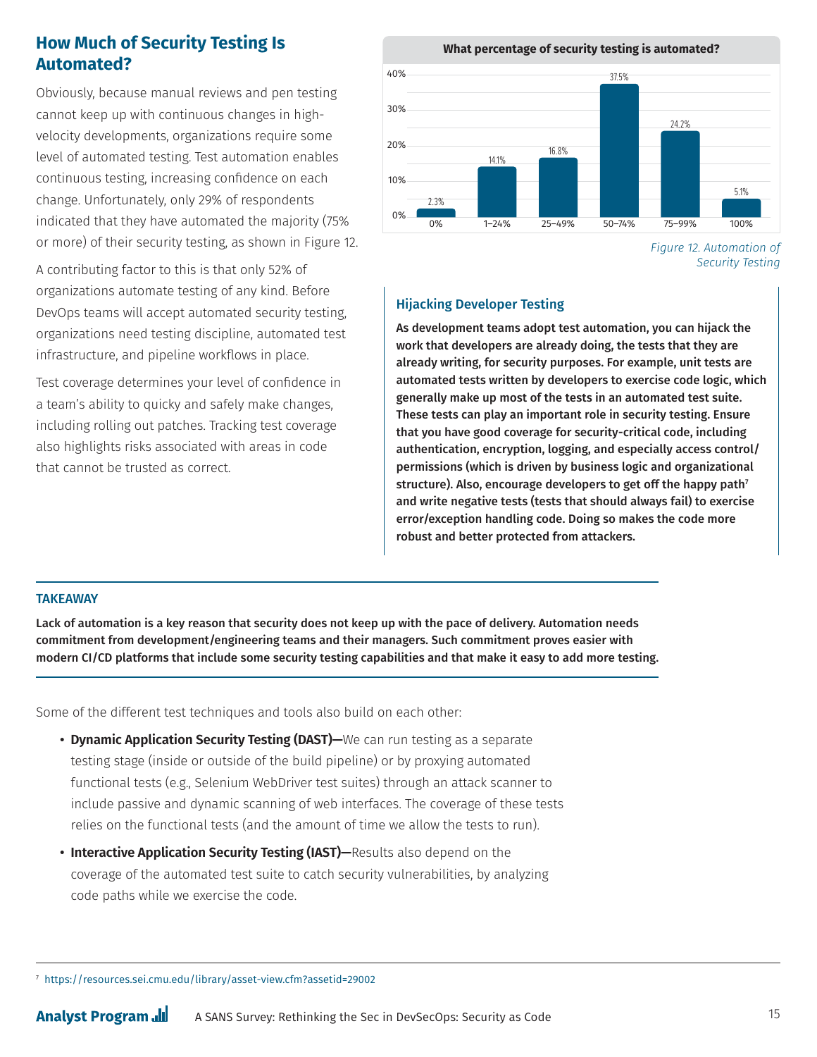## How Much of Security Testing Is Automated?

Obviously, because manual reviews and pen testing cannot keep up with continuous changes in high-velocity developments, organizations require some level of automated testing. Test automation enables continuous testing, increasing confidence on each change. Unfortunately, only 29% of respondents indicated that they have automated the majority (75% or more) of their security testing, as shown in Figure 12.

A contributing factor to this is that only 52% of organizations automate testing of any kind. Before DevOps teams will accept automated security testing, organizations need testing discipline, automated test infrastructure, and pipeline workflows in place.

Test coverage determines your level of confidence in a team's ability to quicky and safely make changes, including rolling out patches. Tracking test coverage also highlights risks associated with areas in code that cannot be trusted as correct.

**What percentage of security testing is automated?**

| 0% | 1–24% | 25–49% | 50–74% | 75–99% | 100% |
|---|---|---|---|---|---|
| 2.3% | 14.1% | 16.8% | 37.5% | 24.2% | 5.1% |

*Figure 12. Automation of Security Testing*

### Hijacking Developer Testing

**As development teams adopt test automation, you can hijack the work that developers are already doing, the tests that they are already writing, for security purposes. For example, unit tests are automated tests written by developers to exercise code logic, which generally make up most of the tests in an automated test suite. These tests can play an important role in security testing. Ensure that you have good coverage for security-critical code, including authentication, encryption, logging, and especially access control/permissions (which is driven by business logic and organizational structure). Also, encourage developers to get off the happy path[7] and write negative tests (tests that should always fail) to exercise error/exception handling code. Doing so makes the code more robust and better protected from attackers.**

### TAKEAWAY

**Lack of automation is a key reason that security does not keep up with the pace of delivery. Automation needs commitment from development/engineering teams and their managers. Such commitment proves easier with modern CI/CD platforms that include some security testing capabilities and that make it easy to add more testing.**

Some of the different test techniques and tools also build on each other:

- **Dynamic Application Security Testing (DAST)—**We can run testing as a separate testing stage (inside or outside of the build pipeline) or by proxying automated functional tests (e.g., Selenium WebDriver test suites) through an attack scanner to include passive and dynamic scanning of web interfaces. The coverage of these tests relies on the functional tests (and the amount of time we allow the tests to run).
- **Interactive Application Security Testing (IAST)—**Results also depend on the coverage of the automated test suite to catch security vulnerabilities, by analyzing code paths while we exercise the code.

[7] https://resources.sei.cmu.edu/library/asset-view.cfm?assetid=29002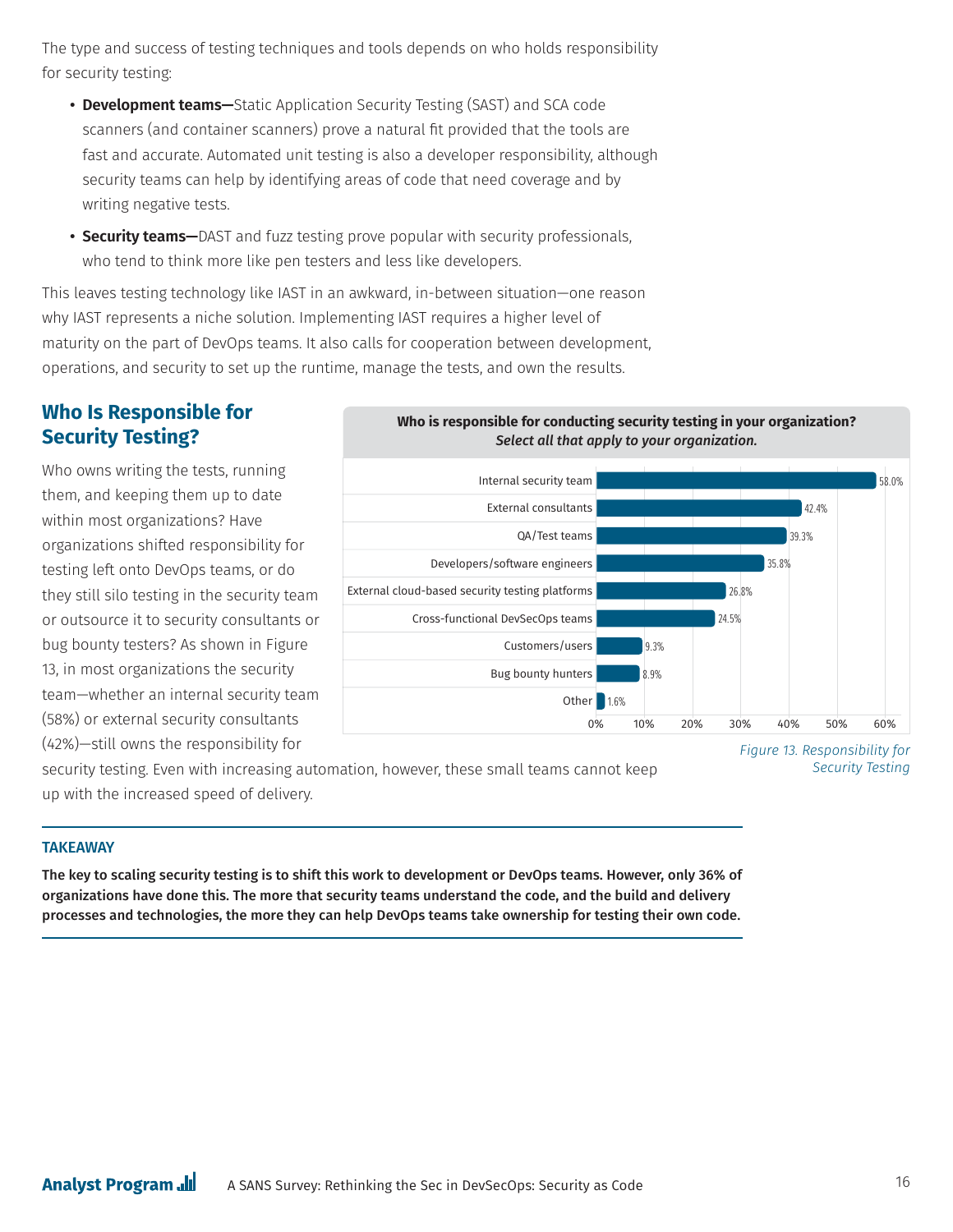The type and success of testing techniques and tools depends on who holds responsibility for security testing:

- **Development teams—**Static Application Security Testing (SAST) and SCA code scanners (and container scanners) prove a natural fit provided that the tools are fast and accurate. Automated unit testing is also a developer responsibility, although security teams can help by identifying areas of code that need coverage and by writing negative tests.
- **Security teams—**DAST and fuzz testing prove popular with security professionals, who tend to think more like pen testers and less like developers.

This leaves testing technology like IAST in an awkward, in-between situation—one reason why IAST represents a niche solution. Implementing IAST requires a higher level of maturity on the part of DevOps teams. It also calls for cooperation between development, operations, and security to set up the runtime, manage the tests, and own the results.

## Who Is Responsible for Security Testing?

Who owns writing the tests, running them, and keeping them up to date within most organizations? Have organizations shifted responsibility for testing left onto DevOps teams, or do they still silo testing in the security team or outsource it to security consultants or bug bounty testers? As shown in Figure 13, in most organizations the security team—whether an internal security team (58%) or external security consultants (42%)—still owns the responsibility for security testing. Even with increasing automation, however, these small teams cannot keep up with the increased speed of delivery.

**Who is responsible for conducting security testing in your organization?**
***Select all that apply to your organization.***

| Response | Percentage |
|---|---|
| Internal security team | 58.0% |
| External consultants | 42.4% |
| QA/Test teams | 39.3% |
| Developers/software engineers | 35.8% |
| External cloud-based security testing platforms | 26.8% |
| Cross-functional DevSecOps teams | 24.5% |
| Customers/users | 9.3% |
| Bug bounty hunters | 8.9% |
| Other | 1.6% |

*Figure 13. Responsibility for Security Testing*

**TAKEAWAY**

**The key to scaling security testing is to shift this work to development or DevOps teams. However, only 36% of organizations have done this. The more that security teams understand the code, and the build and delivery processes and technologies, the more they can help DevOps teams take ownership for testing their own code.**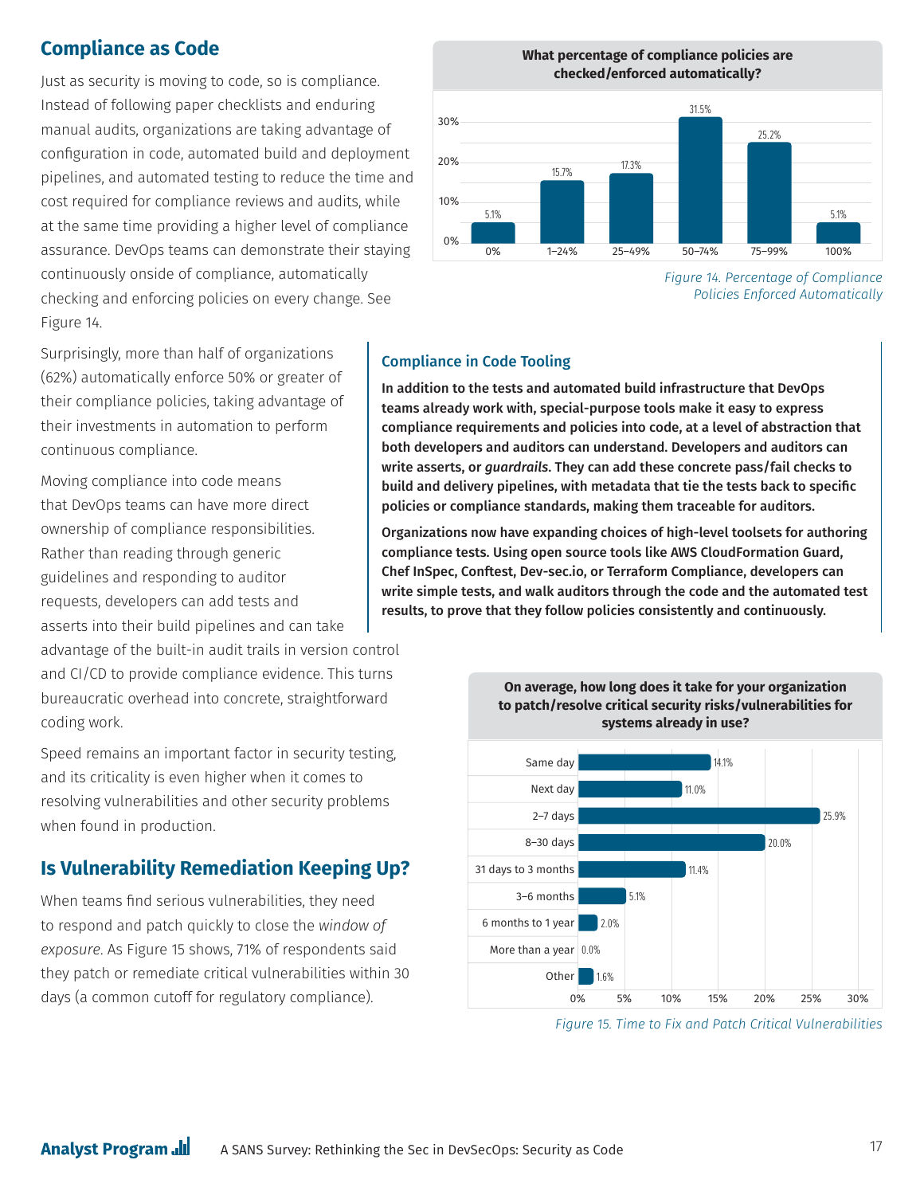## Compliance as Code

Just as security is moving to code, so is compliance. Instead of following paper checklists and enduring manual audits, organizations are taking advantage of configuration in code, automated build and deployment pipelines, and automated testing to reduce the time and cost required for compliance reviews and audits, while at the same time providing a higher level of compliance assurance. DevOps teams can demonstrate their staying continuously onside of compliance, automatically checking and enforcing policies on every change. See Figure 14.

**What percentage of compliance policies are checked/enforced automatically?**

| Percentage enforced | Respondents |
|---|---|
| 0% | 5.1% |
| 1–24% | 15.7% |
| 25–49% | 17.3% |
| 50–74% | 31.5% |
| 75–99% | 25.2% |
| 100% | 5.1% |

*Figure 14. Percentage of Compliance Policies Enforced Automatically*

Surprisingly, more than half of organizations (62%) automatically enforce 50% or greater of their compliance policies, taking advantage of their investments in automation to perform continuous compliance.

Moving compliance into code means that DevOps teams can have more direct ownership of compliance responsibilities. Rather than reading through generic guidelines and responding to auditor requests, developers can add tests and asserts into their build pipelines and can take advantage of the built-in audit trails in version control and CI/CD to provide compliance evidence. This turns bureaucratic overhead into concrete, straightforward coding work.

### Compliance in Code Tooling

**In addition to the tests and automated build infrastructure that DevOps teams already work with, special-purpose tools make it easy to express compliance requirements and policies into code, at a level of abstraction that both developers and auditors can understand. Developers and auditors can write asserts, or *guardrails*. They can add these concrete pass/fail checks to build and delivery pipelines, with metadata that tie the tests back to specific policies or compliance standards, making them traceable for auditors.**

**Organizations now have expanding choices of high-level toolsets for authoring compliance tests. Using open source tools like AWS CloudFormation Guard, Chef InSpec, Conftest, Dev-sec.io, or Terraform Compliance, developers can write simple tests, and walk auditors through the code and the automated test results, to prove that they follow policies consistently and continuously.**

Speed remains an important factor in security testing, and its criticality is even higher when it comes to resolving vulnerabilities and other security problems when found in production.

## Is Vulnerability Remediation Keeping Up?

When teams find serious vulnerabilities, they need to respond and patch quickly to close the *window of exposure*. As Figure 15 shows, 71% of respondents said they patch or remediate critical vulnerabilities within 30 days (a common cutoff for regulatory compliance).

**On average, how long does it take for your organization to patch/resolve critical security risks/vulnerabilities for systems already in use?**

| Time | Respondents |
|---|---|
| Same day | 14.1% |
| Next day | 11.0% |
| 2–7 days | 25.9% |
| 8–30 days | 20.0% |
| 31 days to 3 months | 11.4% |
| 3–6 months | 5.1% |
| 6 months to 1 year | 2.0% |
| More than a year | 0.0% |
| Other | 1.6% |

*Figure 15. Time to Fix and Patch Critical Vulnerabilities*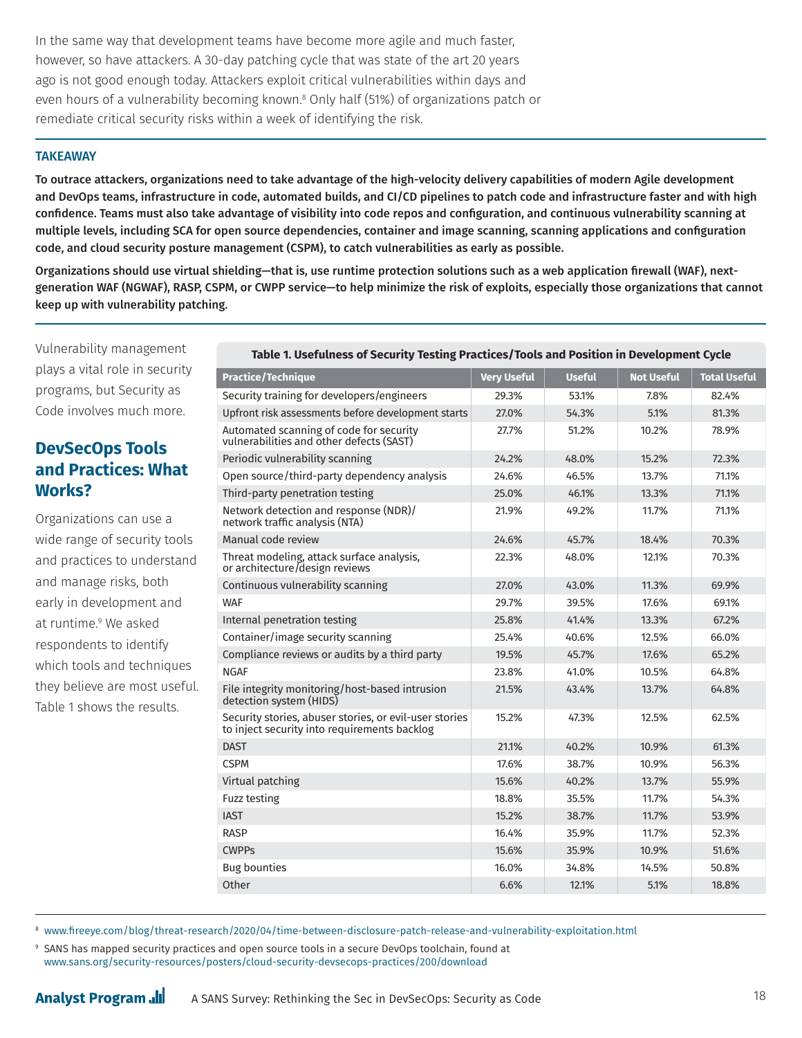In the same way that development teams have become more agile and much faster, however, so have attackers. A 30-day patching cycle that was state of the art 20 years ago is not good enough today. Attackers exploit critical vulnerabilities within days and even hours of a vulnerability becoming known.[8] Only half (51%) of organizations patch or remediate critical security risks within a week of identifying the risk.

**TAKEAWAY**

**To outrace attackers, organizations need to take advantage of the high-velocity delivery capabilities of modern Agile development and DevOps teams, infrastructure in code, automated builds, and CI/CD pipelines to patch code and infrastructure faster and with high confidence. Teams must also take advantage of visibility into code repos and configuration, and continuous vulnerability scanning at multiple levels, including SCA for open source dependencies, container and image scanning, scanning applications and configuration code, and cloud security posture management (CSPM), to catch vulnerabilities as early as possible.**

**Organizations should use virtual shielding—that is, use runtime protection solutions such as a web application firewall (WAF), next-generation WAF (NGWAF), RASP, CSPM, or CWPP service—to help minimize the risk of exploits, especially those organizations that cannot keep up with vulnerability patching.**

Vulnerability management plays a vital role in security programs, but Security as Code involves much more.

## DevSecOps Tools and Practices: What Works?

Organizations can use a wide range of security tools and practices to understand and manage risks, both early in development and at runtime.[9] We asked respondents to identify which tools and techniques they believe are most useful. Table 1 shows the results.

**Table 1. Usefulness of Security Testing Practices/Tools and Position in Development Cycle**

| Practice/Technique | Very Useful | Useful | Not Useful | Total Useful |
|---|---|---|---|---|
| Security training for developers/engineers | 29.3% | 53.1% | 7.8% | 82.4% |
| Upfront risk assessments before development starts | 27.0% | 54.3% | 5.1% | 81.3% |
| Automated scanning of code for security vulnerabilities and other defects (SAST) | 27.7% | 51.2% | 10.2% | 78.9% |
| Periodic vulnerability scanning | 24.2% | 48.0% | 15.2% | 72.3% |
| Open source/third-party dependency analysis | 24.6% | 46.5% | 13.7% | 71.1% |
| Third-party penetration testing | 25.0% | 46.1% | 13.3% | 71.1% |
| Network detection and response (NDR)/ network traffic analysis (NTA) | 21.9% | 49.2% | 11.7% | 71.1% |
| Manual code review | 24.6% | 45.7% | 18.4% | 70.3% |
| Threat modeling, attack surface analysis, or architecture/design reviews | 22.3% | 48.0% | 12.1% | 70.3% |
| Continuous vulnerability scanning | 27.0% | 43.0% | 11.3% | 69.9% |
| WAF | 29.7% | 39.5% | 17.6% | 69.1% |
| Internal penetration testing | 25.8% | 41.4% | 13.3% | 67.2% |
| Container/image security scanning | 25.4% | 40.6% | 12.5% | 66.0% |
| Compliance reviews or audits by a third party | 19.5% | 45.7% | 17.6% | 65.2% |
| NGAF | 23.8% | 41.0% | 10.5% | 64.8% |
| File integrity monitoring/host-based intrusion detection system (HIDS) | 21.5% | 43.4% | 13.7% | 64.8% |
| Security stories, abuser stories, or evil-user stories to inject security into requirements backlog | 15.2% | 47.3% | 12.5% | 62.5% |
| DAST | 21.1% | 40.2% | 10.9% | 61.3% |
| CSPM | 17.6% | 38.7% | 10.9% | 56.3% |
| Virtual patching | 15.6% | 40.2% | 13.7% | 55.9% |
| Fuzz testing | 18.8% | 35.5% | 11.7% | 54.3% |
| IAST | 15.2% | 38.7% | 11.7% | 53.9% |
| RASP | 16.4% | 35.9% | 11.7% | 52.3% |
| CWPPs | 15.6% | 35.9% | 10.9% | 51.6% |
| Bug bounties | 16.0% | 34.8% | 14.5% | 50.8% |
| Other | 6.6% | 12.1% | 5.1% | 18.8% |

[8] www.fireeye.com/blog/threat-research/2020/04/time-between-disclosure-patch-release-and-vulnerability-exploitation.html

[9] SANS has mapped security practices and open source tools in a secure DevOps toolchain, found at www.sans.org/security-resources/posters/cloud-security-devsecops-practices/200/download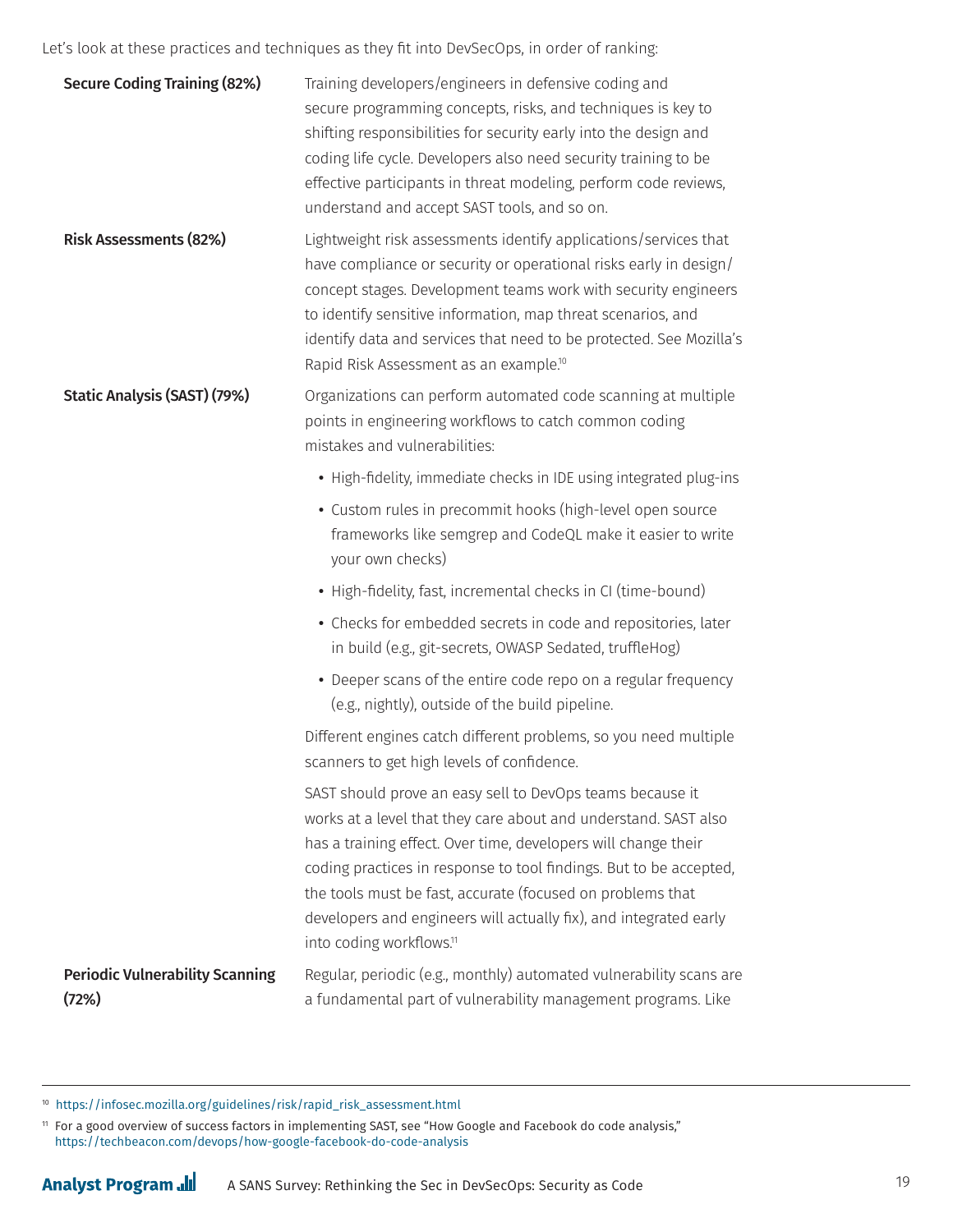Let's look at these practices and techniques as they fit into DevSecOps, in order of ranking:

**Secure Coding Training (82%)**

Training developers/engineers in defensive coding and secure programming concepts, risks, and techniques is key to shifting responsibilities for security early into the design and coding life cycle. Developers also need security training to be effective participants in threat modeling, perform code reviews, understand and accept SAST tools, and so on.

**Risk Assessments (82%)**

Lightweight risk assessments identify applications/services that have compliance or security or operational risks early in design/concept stages. Development teams work with security engineers to identify sensitive information, map threat scenarios, and identify data and services that need to be protected. See Mozilla's Rapid Risk Assessment as an example.[10]

**Static Analysis (SAST) (79%)**

Organizations can perform automated code scanning at multiple points in engineering workflows to catch common coding mistakes and vulnerabilities:

- High-fidelity, immediate checks in IDE using integrated plug-ins
- Custom rules in precommit hooks (high-level open source frameworks like semgrep and CodeQL make it easier to write your own checks)
- High-fidelity, fast, incremental checks in CI (time-bound)
- Checks for embedded secrets in code and repositories, later in build (e.g., git-secrets, OWASP Sedated, truffleHog)
- Deeper scans of the entire code repo on a regular frequency (e.g., nightly), outside of the build pipeline.

Different engines catch different problems, so you need multiple scanners to get high levels of confidence.

SAST should prove an easy sell to DevOps teams because it works at a level that they care about and understand. SAST also has a training effect. Over time, developers will change their coding practices in response to tool findings. But to be accepted, the tools must be fast, accurate (focused on problems that developers and engineers will actually fix), and integrated early into coding workflows.[11]

**Periodic Vulnerability Scanning (72%)**

Regular, periodic (e.g., monthly) automated vulnerability scans are a fundamental part of vulnerability management programs. Like

---

[10] https://infosec.mozilla.org/guidelines/risk/rapid_risk_assessment.html

[11] For a good overview of success factors in implementing SAST, see "How Google and Facebook do code analysis," https://techbeacon.com/devops/how-google-facebook-do-code-analysis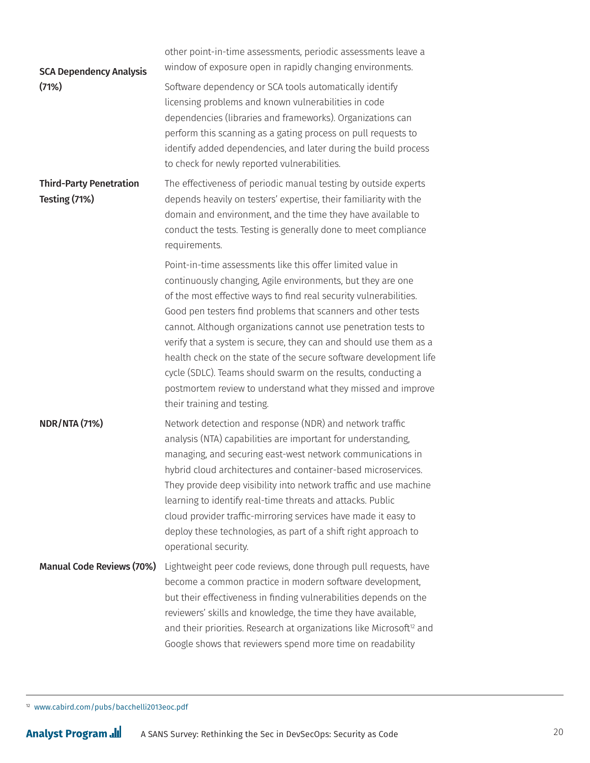other point-in-time assessments, periodic assessments leave a window of exposure open in rapidly changing environments.

**SCA Dependency Analysis (71%)**

Software dependency or SCA tools automatically identify licensing problems and known vulnerabilities in code dependencies (libraries and frameworks). Organizations can perform this scanning as a gating process on pull requests to identify added dependencies, and later during the build process to check for newly reported vulnerabilities.

**Third-Party Penetration Testing (71%)**

The effectiveness of periodic manual testing by outside experts depends heavily on testers' expertise, their familiarity with the domain and environment, and the time they have available to conduct the tests. Testing is generally done to meet compliance requirements.

Point-in-time assessments like this offer limited value in continuously changing, Agile environments, but they are one of the most effective ways to find real security vulnerabilities. Good pen testers find problems that scanners and other tests cannot. Although organizations cannot use penetration tests to verify that a system is secure, they can and should use them as a health check on the state of the secure software development life cycle (SDLC). Teams should swarm on the results, conducting a postmortem review to understand what they missed and improve their training and testing.

**NDR/NTA (71%)**

Network detection and response (NDR) and network traffic analysis (NTA) capabilities are important for understanding, managing, and securing east-west network communications in hybrid cloud architectures and container-based microservices. They provide deep visibility into network traffic and use machine learning to identify real-time threats and attacks. Public cloud provider traffic-mirroring services have made it easy to deploy these technologies, as part of a shift right approach to operational security.

**Manual Code Reviews (70%)**

Lightweight peer code reviews, done through pull requests, have become a common practice in modern software development, but their effectiveness in finding vulnerabilities depends on the reviewers' skills and knowledge, the time they have available, and their priorities. Research at organizations like Microsoft[12] and Google shows that reviewers spend more time on readability

[12] www.cabird.com/pubs/bacchelli2013eoc.pdf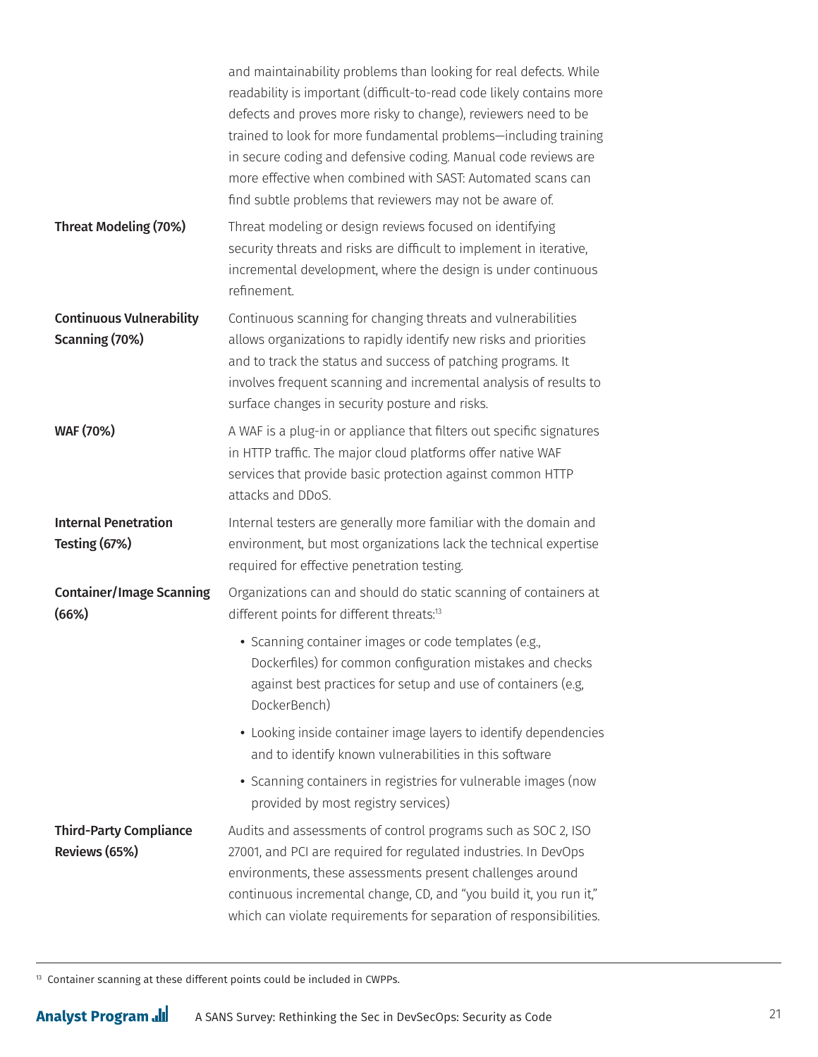| | |
|---|---|
| | and maintainability problems than looking for real defects. While readability is important (difficult-to-read code likely contains more defects and proves more risky to change), reviewers need to be trained to look for more fundamental problems—including training in secure coding and defensive coding. Manual code reviews are more effective when combined with SAST: Automated scans can find subtle problems that reviewers may not be aware of. |
| **Threat Modeling (70%)** | Threat modeling or design reviews focused on identifying security threats and risks are difficult to implement in iterative, incremental development, where the design is under continuous refinement. |
| **Continuous Vulnerability Scanning (70%)** | Continuous scanning for changing threats and vulnerabilities allows organizations to rapidly identify new risks and priorities and to track the status and success of patching programs. It involves frequent scanning and incremental analysis of results to surface changes in security posture and risks. |
| **WAF (70%)** | A WAF is a plug-in or appliance that filters out specific signatures in HTTP traffic. The major cloud platforms offer native WAF services that provide basic protection against common HTTP attacks and DDoS. |
| **Internal Penetration Testing (67%)** | Internal testers are generally more familiar with the domain and environment, but most organizations lack the technical expertise required for effective penetration testing. |
| **Container/Image Scanning (66%)** | Organizations can and should do static scanning of containers at different points for different threats:[13]<br>• Scanning container images or code templates (e.g., Dockerfiles) for common configuration mistakes and checks against best practices for setup and use of containers (e.g, DockerBench)<br>• Looking inside container image layers to identify dependencies and to identify known vulnerabilities in this software<br>• Scanning containers in registries for vulnerable images (now provided by most registry services) |
| **Third-Party Compliance Reviews (65%)** | Audits and assessments of control programs such as SOC 2, ISO 27001, and PCI are required for regulated industries. In DevOps environments, these assessments present challenges around continuous incremental change, CD, and "you build it, you run it," which can violate requirements for separation of responsibilities. |

[13] Container scanning at these different points could be included in CWPPs.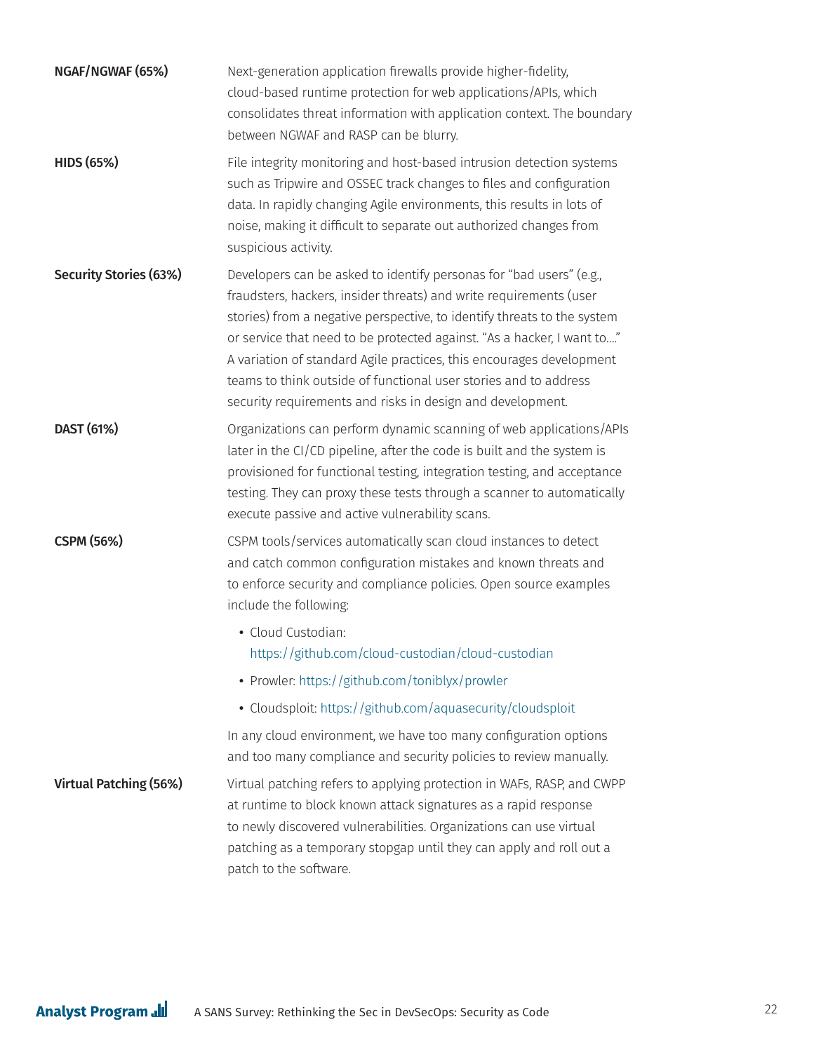**NGAF/NGWAF (65%)**

Next-generation application firewalls provide higher-fidelity, cloud-based runtime protection for web applications/APIs, which consolidates threat information with application context. The boundary between NGWAF and RASP can be blurry.

**HIDS (65%)**

File integrity monitoring and host-based intrusion detection systems such as Tripwire and OSSEC track changes to files and configuration data. In rapidly changing Agile environments, this results in lots of noise, making it difficult to separate out authorized changes from suspicious activity.

**Security Stories (63%)**

Developers can be asked to identify personas for "bad users" (e.g., fraudsters, hackers, insider threats) and write requirements (user stories) from a negative perspective, to identify threats to the system or service that need to be protected against. "As a hacker, I want to…." A variation of standard Agile practices, this encourages development teams to think outside of functional user stories and to address security requirements and risks in design and development.

**DAST (61%)**

Organizations can perform dynamic scanning of web applications/APIs later in the CI/CD pipeline, after the code is built and the system is provisioned for functional testing, integration testing, and acceptance testing. They can proxy these tests through a scanner to automatically execute passive and active vulnerability scans.

**CSPM (56%)**

CSPM tools/services automatically scan cloud instances to detect and catch common configuration mistakes and known threats and to enforce security and compliance policies. Open source examples include the following:

- Cloud Custodian: https://github.com/cloud-custodian/cloud-custodian
- Prowler: https://github.com/toniblyx/prowler
- Cloudsploit: https://github.com/aquasecurity/cloudsploit

In any cloud environment, we have too many configuration options and too many compliance and security policies to review manually.

**Virtual Patching (56%)**

Virtual patching refers to applying protection in WAFs, RASP, and CWPP at runtime to block known attack signatures as a rapid response to newly discovered vulnerabilities. Organizations can use virtual patching as a temporary stopgap until they can apply and roll out a patch to the software.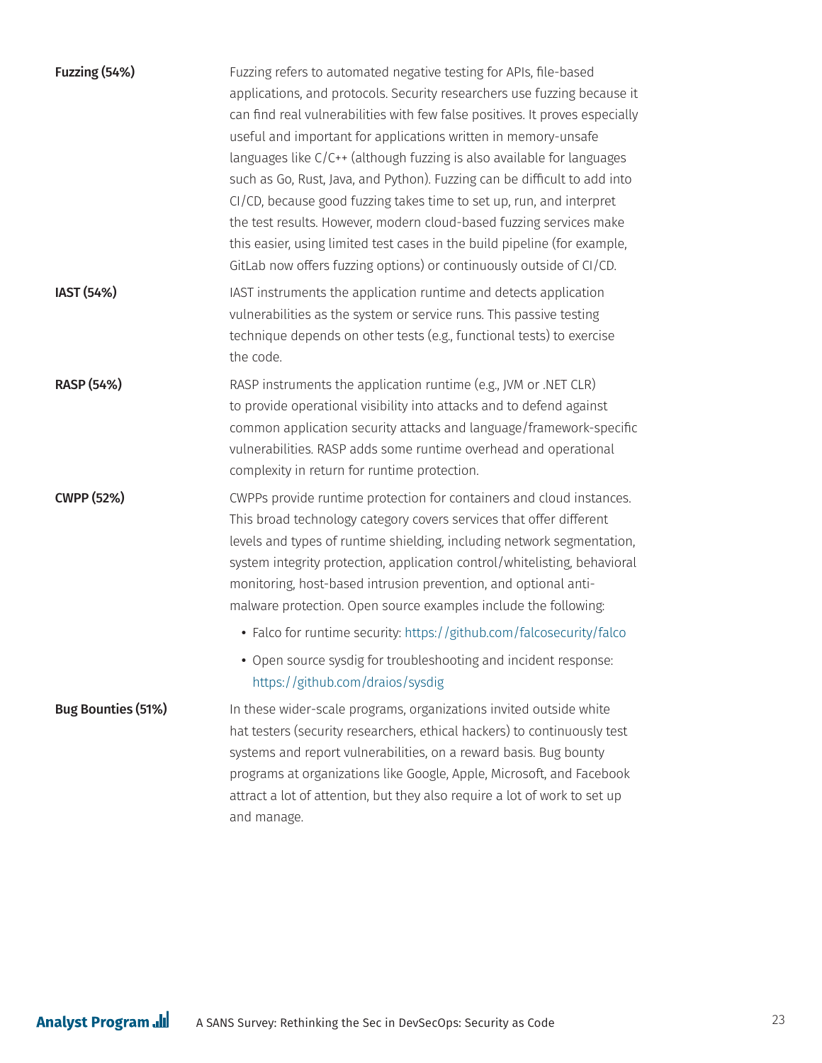**Fuzzing (54%)**

Fuzzing refers to automated negative testing for APIs, file-based applications, and protocols. Security researchers use fuzzing because it can find real vulnerabilities with few false positives. It proves especially useful and important for applications written in memory-unsafe languages like C/C++ (although fuzzing is also available for languages such as Go, Rust, Java, and Python). Fuzzing can be difficult to add into CI/CD, because good fuzzing takes time to set up, run, and interpret the test results. However, modern cloud-based fuzzing services make this easier, using limited test cases in the build pipeline (for example, GitLab now offers fuzzing options) or continuously outside of CI/CD.

**IAST (54%)**

IAST instruments the application runtime and detects application vulnerabilities as the system or service runs. This passive testing technique depends on other tests (e.g., functional tests) to exercise the code.

**RASP (54%)**

RASP instruments the application runtime (e.g., JVM or .NET CLR) to provide operational visibility into attacks and to defend against common application security attacks and language/framework-specific vulnerabilities. RASP adds some runtime overhead and operational complexity in return for runtime protection.

**CWPP (52%)**

CWPPs provide runtime protection for containers and cloud instances. This broad technology category covers services that offer different levels and types of runtime shielding, including network segmentation, system integrity protection, application control/whitelisting, behavioral monitoring, host-based intrusion prevention, and optional anti-malware protection. Open source examples include the following:

- Falco for runtime security: https://github.com/falcosecurity/falco
- Open source sysdig for troubleshooting and incident response: https://github.com/draios/sysdig

**Bug Bounties (51%)**

In these wider-scale programs, organizations invited outside white hat testers (security researchers, ethical hackers) to continuously test systems and report vulnerabilities, on a reward basis. Bug bounty programs at organizations like Google, Apple, Microsoft, and Facebook attract a lot of attention, but they also require a lot of work to set up and manage.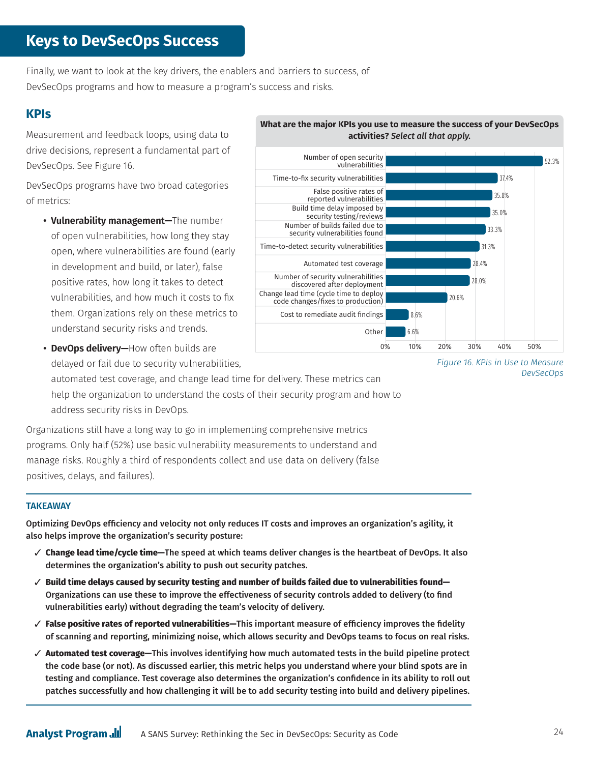# Keys to DevSecOps Success

Finally, we want to look at the key drivers, the enablers and barriers to success, of DevSecOps programs and how to measure a program's success and risks.

## KPIs

Measurement and feedback loops, using data to drive decisions, represent a fundamental part of DevSecOps. See Figure 16.

DevSecOps programs have two broad categories of metrics:

- **Vulnerability management—**The number of open vulnerabilities, how long they stay open, where vulnerabilities are found (early in development and build, or later), false positive rates, how long it takes to detect vulnerabilities, and how much it costs to fix them. Organizations rely on these metrics to understand security risks and trends.
- **DevOps delivery—**How often builds are delayed or fail due to security vulnerabilities, automated test coverage, and change lead time for delivery. These metrics can help the organization to understand the costs of their security program and how to address security risks in DevOps.

**What are the major KPIs you use to measure the success of your DevSecOps activities?** ***Select all that apply.***

| KPI | Percentage |
|---|---|
| Number of open security vulnerabilities | 52.3% |
| Time-to-fix security vulnerabilities | 37.4% |
| False positive rates of reported vulnerabilities | 35.8% |
| Build time delay imposed by security testing/reviews | 35.0% |
| Number of builds failed due to security vulnerabilities found | 33.3% |
| Time-to-detect security vulnerabilities | 31.3% |
| Automated test coverage | 28.4% |
| Number of security vulnerabilities discovered after deployment | 28.0% |
| Change lead time (cycle time to deploy code changes/fixes to production) | 20.6% |
| Cost to remediate audit findings | 8.6% |
| Other | 6.6% |

*Figure 16. KPIs in Use to Measure DevSecOps*

Organizations still have a long way to go in implementing comprehensive metrics programs. Only half (52%) use basic vulnerability measurements to understand and manage risks. Roughly a third of respondents collect and use data on delivery (false positives, delays, and failures).

---

**TAKEAWAY**

**Optimizing DevOps efficiency and velocity not only reduces IT costs and improves an organization's agility, it also helps improve the organization's security posture:**

- ✓ **Change lead time/cycle time—The speed at which teams deliver changes is the heartbeat of DevOps. It also determines the organization's ability to push out security patches.**
- ✓ **Build time delays caused by security testing and number of builds failed due to vulnerabilities found—Organizations can use these to improve the effectiveness of security controls added to delivery (to find vulnerabilities early) without degrading the team's velocity of delivery.**
- ✓ **False positive rates of reported vulnerabilities—This important measure of efficiency improves the fidelity of scanning and reporting, minimizing noise, which allows security and DevOps teams to focus on real risks.**
- ✓ **Automated test coverage—This involves identifying how much automated tests in the build pipeline protect the code base (or not). As discussed earlier, this metric helps you understand where your blind spots are in testing and compliance. Test coverage also determines the organization's confidence in its ability to roll out patches successfully and how challenging it will be to add security testing into build and delivery pipelines.**

---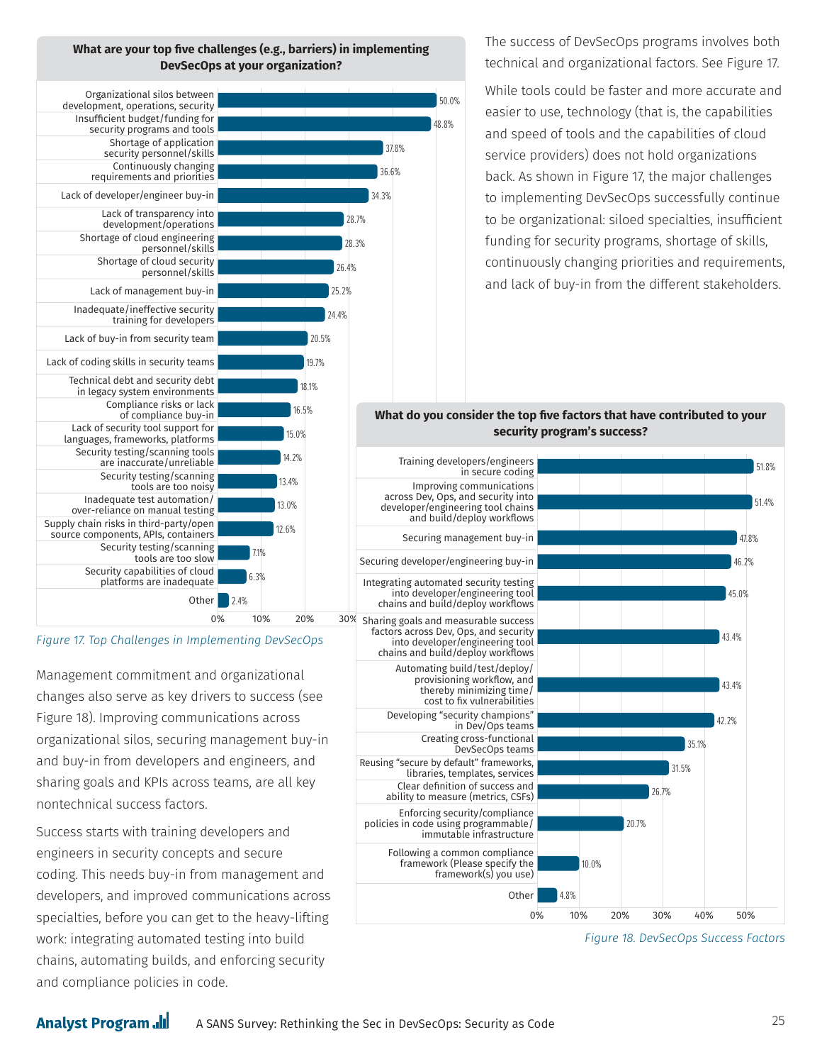**What are your top five challenges (e.g., barriers) in implementing DevSecOps at your organization?**

| Challenge | Percentage |
|---|---|
| Organizational silos between development, operations, security | 50.0% |
| Insufficient budget/funding for security programs and tools | 48.8% |
| Shortage of application security personnel/skills | 37.8% |
| Continuously changing requirements and priorities | 36.6% |
| Lack of developer/engineer buy-in | 34.3% |
| Lack of transparency into development/operations | 28.7% |
| Shortage of cloud engineering personnel/skills | 28.3% |
| Shortage of cloud security personnel/skills | 26.4% |
| Lack of management buy-in | 25.2% |
| Inadequate/ineffective security training for developers | 24.4% |
| Lack of buy-in from security team | 20.5% |
| Lack of coding skills in security teams | 19.7% |
| Technical debt and security debt in legacy system environments | 18.1% |
| Compliance risks or lack of compliance buy-in | 16.5% |
| Lack of security tool support for languages, frameworks, platforms | 15.0% |
| Security testing/scanning tools are inaccurate/unreliable | 14.2% |
| Security testing/scanning tools are too noisy | 13.4% |
| Inadequate test automation/over-reliance on manual testing | 13.0% |
| Supply chain risks in third-party/open source components, APIs, containers | 12.6% |
| Security testing/scanning tools are too slow | 7.1% |
| Security capabilities of cloud platforms are inadequate | 6.3% |
| Other | 2.4% |

*Figure 17. Top Challenges in Implementing DevSecOps*

The success of DevSecOps programs involves both technical and organizational factors. See Figure 17.

While tools could be faster and more accurate and easier to use, technology (that is, the capabilities and speed of tools and the capabilities of cloud service providers) does not hold organizations back. As shown in Figure 17, the major challenges to implementing DevSecOps successfully continue to be organizational: siloed specialties, insufficient funding for security programs, shortage of skills, continuously changing priorities and requirements, and lack of buy-in from the different stakeholders.

Management commitment and organizational changes also serve as key drivers to success (see Figure 18). Improving communications across organizational silos, securing management buy-in and buy-in from developers and engineers, and sharing goals and KPIs across teams, are all key nontechnical success factors.

Success starts with training developers and engineers in security concepts and secure coding. This needs buy-in from management and developers, and improved communications across specialties, before you can get to the heavy-lifting work: integrating automated testing into build chains, automating builds, and enforcing security and compliance policies in code.

**What do you consider the top five factors that have contributed to your security program's success?**

| Factor | Percentage |
|---|---|
| Training developers/engineers in secure coding | 51.8% |
| Improving communications across Dev, Ops, and security into developer/engineering tool chains and build/deploy workflows | 51.4% |
| Securing management buy-in | 47.8% |
| Securing developer/engineering buy-in | 46.2% |
| Integrating automated security testing into developer/engineering tool chains and build/deploy workflows | 45.0% |
| Sharing goals and measurable success factors across Dev, Ops, and security into developer/engineering tool chains and build/deploy workflows | 43.4% |
| Automating build/test/deploy/provisioning workflow, and thereby minimizing time/cost to fix vulnerabilities | 43.4% |
| Developing "security champions" in Dev/Ops teams | 42.2% |
| Creating cross-functional DevSecOps teams | 35.1% |
| Reusing "secure by default" frameworks, libraries, templates, services | 31.5% |
| Clear definition of success and ability to measure (metrics, CSFs) | 26.7% |
| Enforcing security/compliance policies in code using programmable/immutable infrastructure | 20.7% |
| Following a common compliance framework (Please specify the framework(s) you use) | 10.0% |
| Other | 4.8% |

*Figure 18. DevSecOps Success Factors*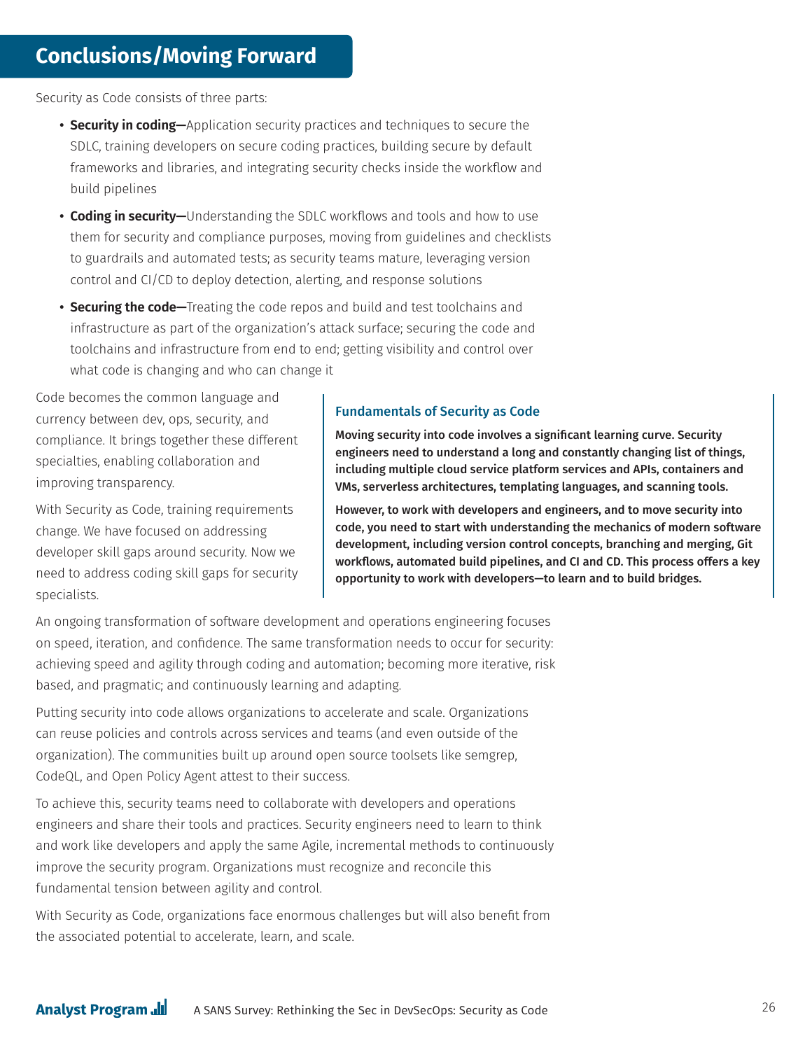## Conclusions/Moving Forward

Security as Code consists of three parts:

- **Security in coding—**Application security practices and techniques to secure the SDLC, training developers on secure coding practices, building secure by default frameworks and libraries, and integrating security checks inside the workflow and build pipelines
- **Coding in security—**Understanding the SDLC workflows and tools and how to use them for security and compliance purposes, moving from guidelines and checklists to guardrails and automated tests; as security teams mature, leveraging version control and CI/CD to deploy detection, alerting, and response solutions
- **Securing the code—**Treating the code repos and build and test toolchains and infrastructure as part of the organization's attack surface; securing the code and toolchains and infrastructure from end to end; getting visibility and control over what code is changing and who can change it

Code becomes the common language and currency between dev, ops, security, and compliance. It brings together these different specialties, enabling collaboration and improving transparency.

With Security as Code, training requirements change. We have focused on addressing developer skill gaps around security. Now we need to address coding skill gaps for security specialists.

> ### Fundamentals of Security as Code
>
> **Moving security into code involves a significant learning curve. Security engineers need to understand a long and constantly changing list of things, including multiple cloud service platform services and APIs, containers and VMs, serverless architectures, templating languages, and scanning tools.**
>
> **However, to work with developers and engineers, and to move security into code, you need to start with understanding the mechanics of modern software development, including version control concepts, branching and merging, Git workflows, automated build pipelines, and CI and CD. This process offers a key opportunity to work with developers—to learn and to build bridges.**

An ongoing transformation of software development and operations engineering focuses on speed, iteration, and confidence. The same transformation needs to occur for security: achieving speed and agility through coding and automation; becoming more iterative, risk based, and pragmatic; and continuously learning and adapting.

Putting security into code allows organizations to accelerate and scale. Organizations can reuse policies and controls across services and teams (and even outside of the organization). The communities built up around open source toolsets like semgrep, CodeQL, and Open Policy Agent attest to their success.

To achieve this, security teams need to collaborate with developers and operations engineers and share their tools and practices. Security engineers need to learn to think and work like developers and apply the same Agile, incremental methods to continuously improve the security program. Organizations must recognize and reconcile this fundamental tension between agility and control.

With Security as Code, organizations face enormous challenges but will also benefit from the associated potential to accelerate, learn, and scale.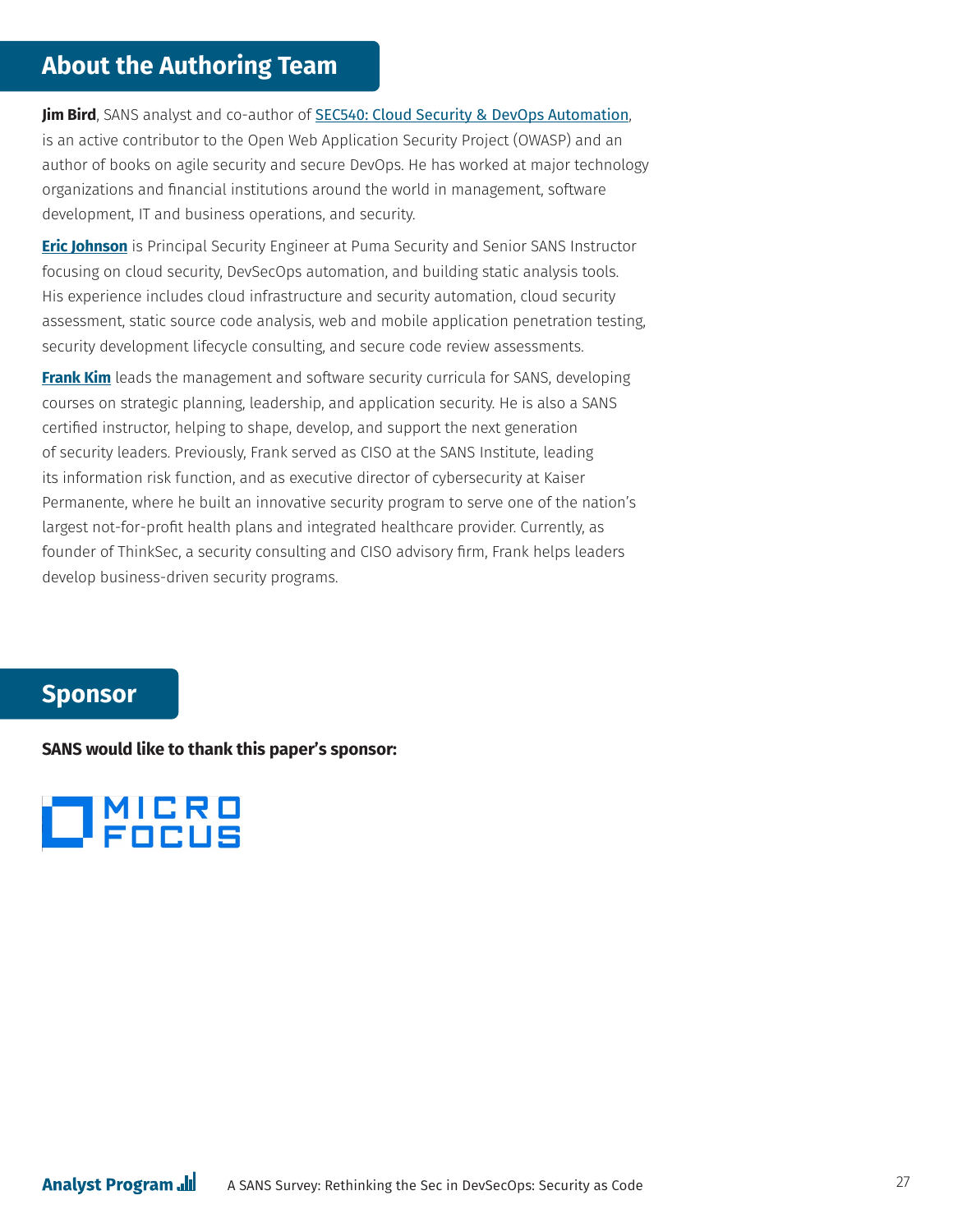## About the Authoring Team

**Jim Bird**, SANS analyst and co-author of SEC540: Cloud Security & DevOps Automation, is an active contributor to the Open Web Application Security Project (OWASP) and an author of books on agile security and secure DevOps. He has worked at major technology organizations and financial institutions around the world in management, software development, IT and business operations, and security.

**Eric Johnson** is Principal Security Engineer at Puma Security and Senior SANS Instructor focusing on cloud security, DevSecOps automation, and building static analysis tools. His experience includes cloud infrastructure and security automation, cloud security assessment, static source code analysis, web and mobile application penetration testing, security development lifecycle consulting, and secure code review assessments.

**Frank Kim** leads the management and software security curricula for SANS, developing courses on strategic planning, leadership, and application security. He is also a SANS certified instructor, helping to shape, develop, and support the next generation of security leaders. Previously, Frank served as CISO at the SANS Institute, leading its information risk function, and as executive director of cybersecurity at Kaiser Permanente, where he built an innovative security program to serve one of the nation's largest not-for-profit health plans and integrated healthcare provider. Currently, as founder of ThinkSec, a security consulting and CISO advisory firm, Frank helps leaders develop business-driven security programs.

## Sponsor

**SANS would like to thank this paper's sponsor:**

MICRO FOCUS